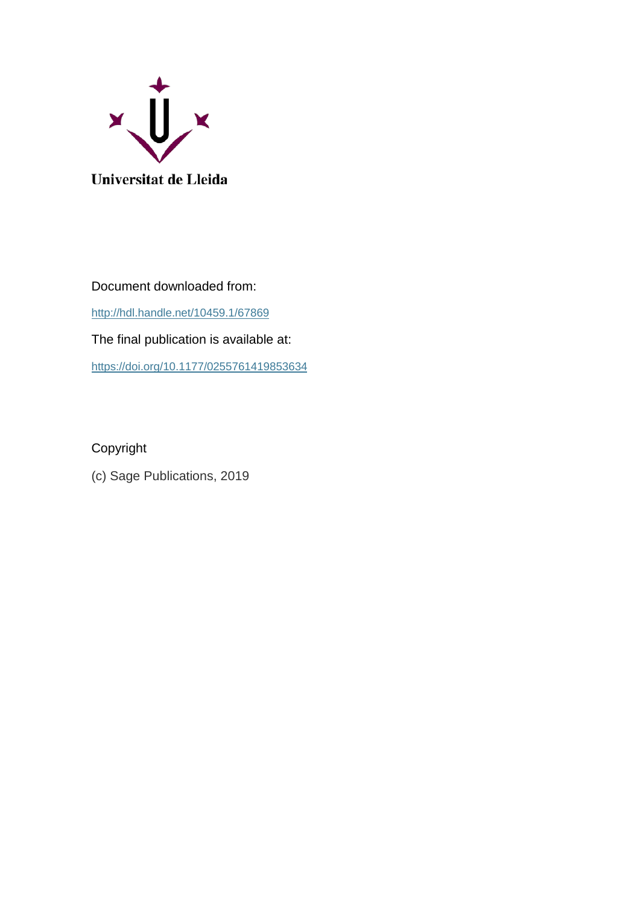Universitat de Lleida

Document downloaded from:

http://hdl.handle.net/10459.1/67869

The final publication is available at:

https://doi.org/10.1177/0255761419853634

Copyright

(c) Sage Publications, 2019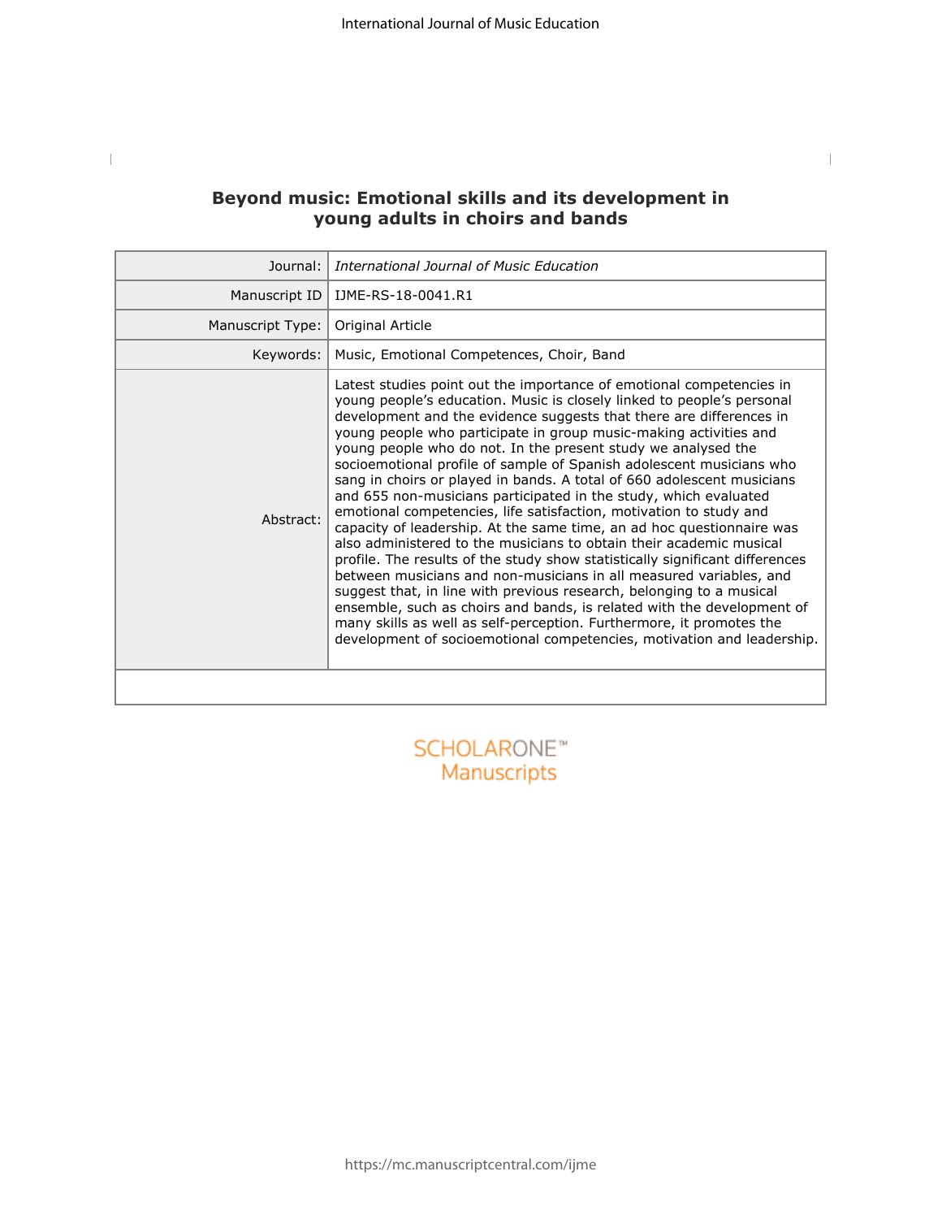# Beyond music: Emotional skills and its development in young adults in choirs and bands

| | |
|---|---|
| Journal: | *International Journal of Music Education* |
| Manuscript ID | IJME-RS-18-0041.R1 |
| Manuscript Type: | Original Article |
| Keywords: | Music, Emotional Competences, Choir, Band |
| Abstract: | Latest studies point out the importance of emotional competencies in young people's education. Music is closely linked to people's personal development and the evidence suggests that there are differences in young people who participate in group music-making activities and young people who do not. In the present study we analysed the socioemotional profile of sample of Spanish adolescent musicians who sang in choirs or played in bands. A total of 660 adolescent musicians and 655 non-musicians participated in the study, which evaluated emotional competencies, life satisfaction, motivation to study and capacity of leadership. At the same time, an ad hoc questionnaire was also administered to the musicians to obtain their academic musical profile. The results of the study show statistically significant differences between musicians and non-musicians in all measured variables, and suggest that, in line with previous research, belonging to a musical ensemble, such as choirs and bands, is related with the development of many skills as well as self-perception. Furthermore, it promotes the development of socioemotional competencies, motivation and leadership. |

SCHOLARONE™ Manuscripts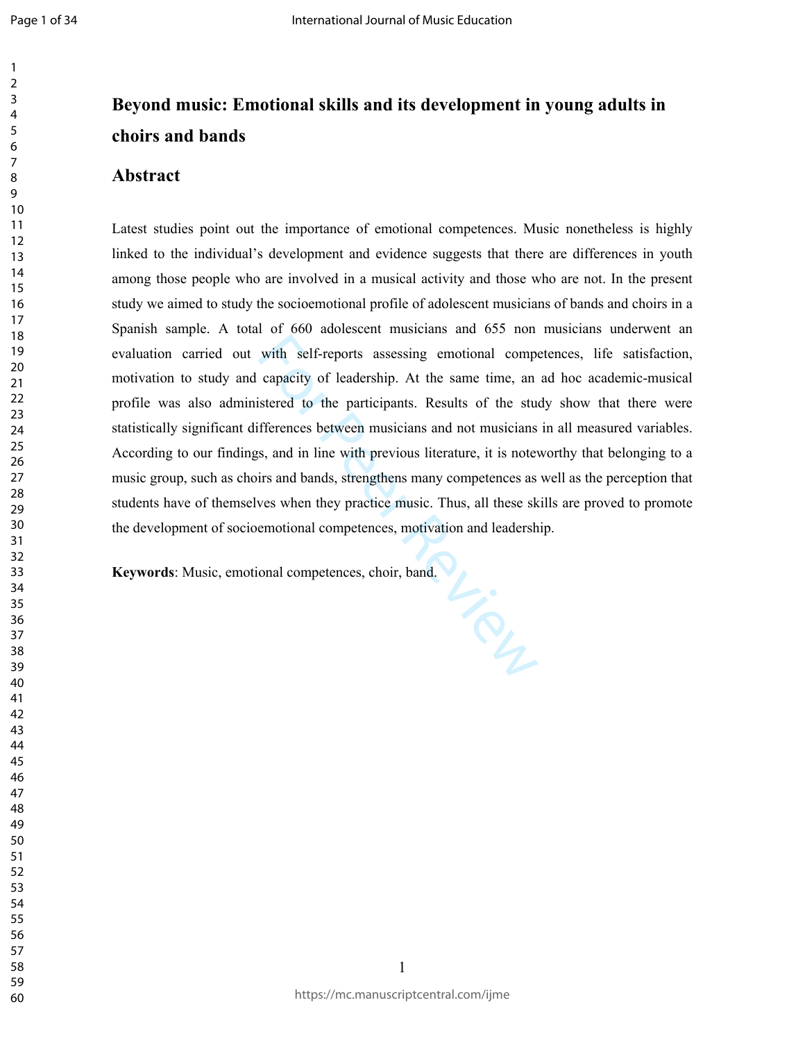# Beyond music: Emotional skills and its development in young adults in choirs and bands

## Abstract

Latest studies point out the importance of emotional competences. Music nonetheless is highly linked to the individual's development and evidence suggests that there are differences in youth among those people who are involved in a musical activity and those who are not. In the present study we aimed to study the socioemotional profile of adolescent musicians of bands and choirs in a Spanish sample. A total of 660 adolescent musicians and 655 non musicians underwent an evaluation carried out with self-reports assessing emotional competences, life satisfaction, motivation to study and capacity of leadership. At the same time, an ad hoc academic-musical profile was also administered to the participants. Results of the study show that there were statistically significant differences between musicians and not musicians in all measured variables. According to our findings, and in line with previous literature, it is noteworthy that belonging to a music group, such as choirs and bands, strengthens many competences as well as the perception that students have of themselves when they practice music. Thus, all these skills are proved to promote the development of socioemotional competences, motivation and leadership.

**Keywords**: Music, emotional competences, choir, band.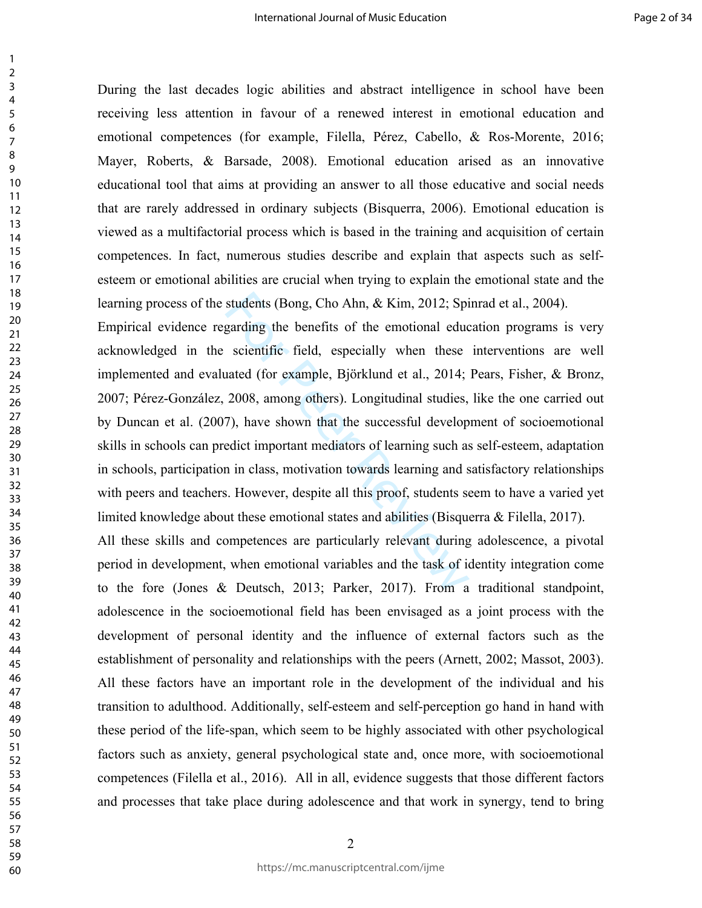During the last decades logic abilities and abstract intelligence in school have been receiving less attention in favour of a renewed interest in emotional education and emotional competences (for example, Filella, Pérez, Cabello, & Ros-Morente, 2016; Mayer, Roberts, & Barsade, 2008). Emotional education arised as an innovative educational tool that aims at providing an answer to all those educative and social needs that are rarely addressed in ordinary subjects (Bisquerra, 2006). Emotional education is viewed as a multifactorial process which is based in the training and acquisition of certain competences. In fact, numerous studies describe and explain that aspects such as self-esteem or emotional abilities are crucial when trying to explain the emotional state and the learning process of the students (Bong, Cho Ahn, & Kim, 2012; Spinrad et al., 2004).

Empirical evidence regarding the benefits of the emotional education programs is very acknowledged in the scientific field, especially when these interventions are well implemented and evaluated (for example, Björklund et al., 2014; Pears, Fisher, & Bronz, 2007; Pérez-González, 2008, among others). Longitudinal studies, like the one carried out by Duncan et al. (2007), have shown that the successful development of socioemotional skills in schools can predict important mediators of learning such as self-esteem, adaptation in schools, participation in class, motivation towards learning and satisfactory relationships with peers and teachers. However, despite all this proof, students seem to have a varied yet limited knowledge about these emotional states and abilities (Bisquerra & Filella, 2017).

All these skills and competences are particularly relevant during adolescence, a pivotal period in development, when emotional variables and the task of identity integration come to the fore (Jones & Deutsch, 2013; Parker, 2017). From a traditional standpoint, adolescence in the socioemotional field has been envisaged as a joint process with the development of personal identity and the influence of external factors such as the establishment of personality and relationships with the peers (Arnett, 2002; Massot, 2003). All these factors have an important role in the development of the individual and his transition to adulthood. Additionally, self-esteem and self-perception go hand in hand with these period of the life-span, which seem to be highly associated with other psychological factors such as anxiety, general psychological state and, once more, with socioemotional competences (Filella et al., 2016). All in all, evidence suggests that those different factors and processes that take place during adolescence and that work in synergy, tend to bring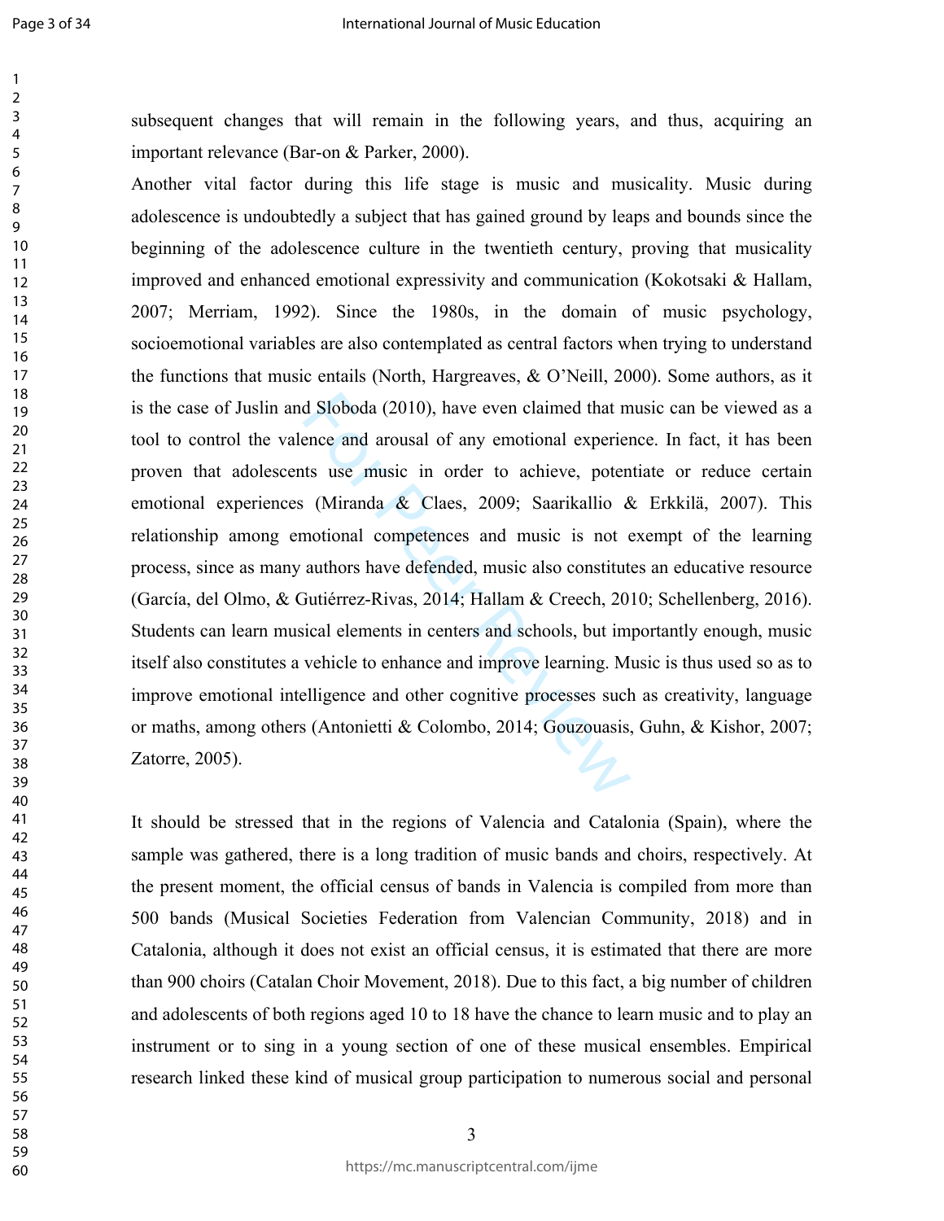subsequent changes that will remain in the following years, and thus, acquiring an important relevance (Bar-on & Parker, 2000).

Another vital factor during this life stage is music and musicality. Music during adolescence is undoubtedly a subject that has gained ground by leaps and bounds since the beginning of the adolescence culture in the twentieth century, proving that musicality improved and enhanced emotional expressivity and communication (Kokotsaki & Hallam, 2007; Merriam, 1992). Since the 1980s, in the domain of music psychology, socioemotional variables are also contemplated as central factors when trying to understand the functions that music entails (North, Hargreaves, & O'Neill, 2000). Some authors, as it is the case of Juslin and Sloboda (2010), have even claimed that music can be viewed as a tool to control the valence and arousal of any emotional experience. In fact, it has been proven that adolescents use music in order to achieve, potentiate or reduce certain emotional experiences (Miranda & Claes, 2009; Saarikallio & Erkkilä, 2007). This relationship among emotional competences and music is not exempt of the learning process, since as many authors have defended, music also constitutes an educative resource (García, del Olmo, & Gutiérrez-Rivas, 2014; Hallam & Creech, 2010; Schellenberg, 2016). Students can learn musical elements in centers and schools, but importantly enough, music itself also constitutes a vehicle to enhance and improve learning. Music is thus used so as to improve emotional intelligence and other cognitive processes such as creativity, language or maths, among others (Antonietti & Colombo, 2014; Gouzouasis, Guhn, & Kishor, 2007; Zatorre, 2005).

It should be stressed that in the regions of Valencia and Catalonia (Spain), where the sample was gathered, there is a long tradition of music bands and choirs, respectively. At the present moment, the official census of bands in Valencia is compiled from more than 500 bands (Musical Societies Federation from Valencian Community, 2018) and in Catalonia, although it does not exist an official census, it is estimated that there are more than 900 choirs (Catalan Choir Movement, 2018). Due to this fact, a big number of children and adolescents of both regions aged 10 to 18 have the chance to learn music and to play an instrument or to sing in a young section of one of these musical ensembles. Empirical research linked these kind of musical group participation to numerous social and personal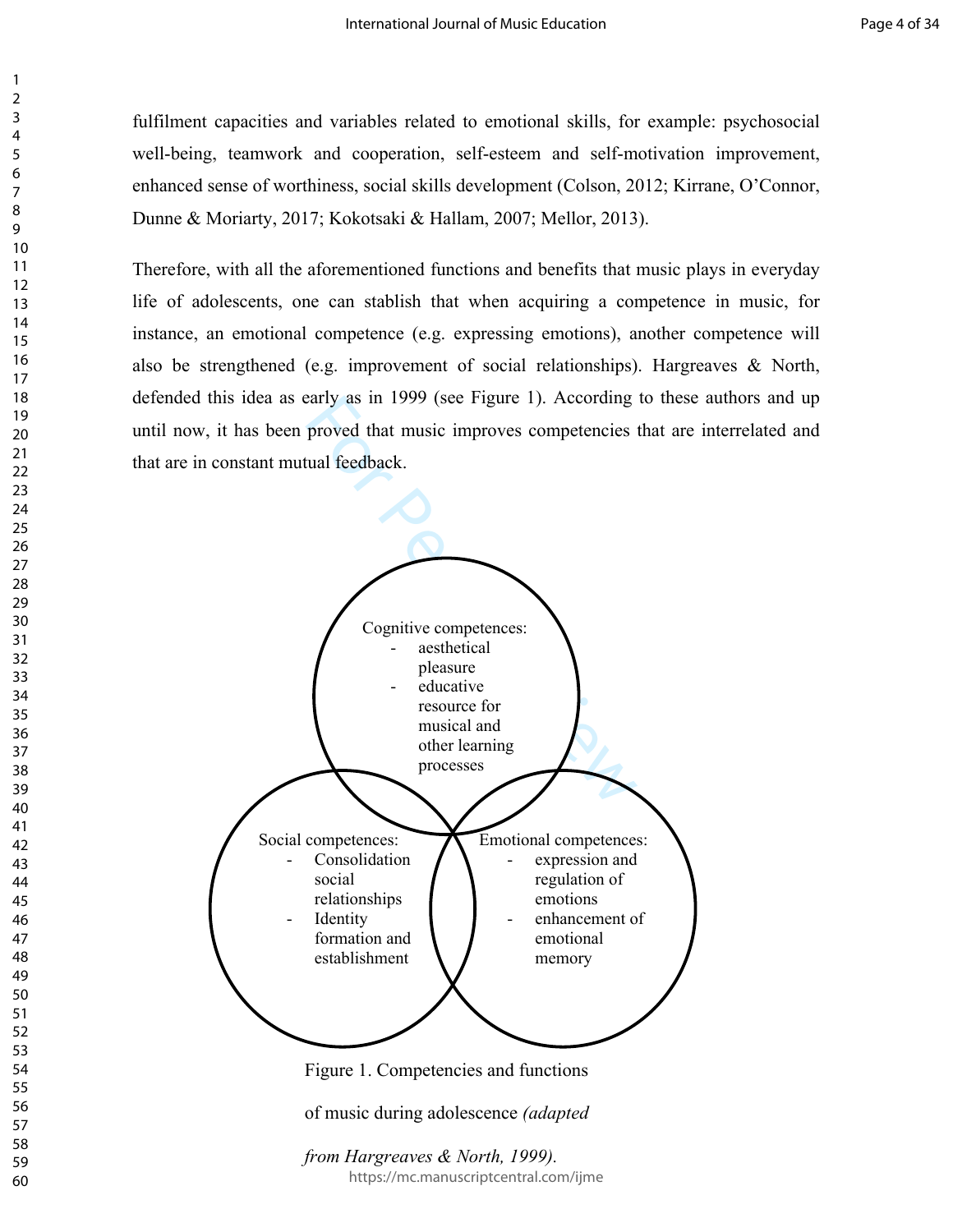fulfilment capacities and variables related to emotional skills, for example: psychosocial well-being, teamwork and cooperation, self-esteem and self-motivation improvement, enhanced sense of worthiness, social skills development (Colson, 2012; Kirrane, O'Connor, Dunne & Moriarty, 2017; Kokotsaki & Hallam, 2007; Mellor, 2013).

Therefore, with all the aforementioned functions and benefits that music plays in everyday life of adolescents, one can stablish that when acquiring a competence in music, for instance, an emotional competence (e.g. expressing emotions), another competence will also be strengthened (e.g. improvement of social relationships). Hargreaves & North, defended this idea as early as in 1999 (see Figure 1). According to these authors and up until now, it has been proved that music improves competencies that are interrelated and that are in constant mutual feedback.

Cognitive competences:
- aesthetical pleasure
- educative resource for musical and other learning processes

Social competences:
- Consolidation social relationships
- Identity formation and establishment

Emotional competences:
- expression and regulation of emotions
- enhancement of emotional memory

Figure 1. Competencies and functions of music during adolescence *(adapted from Hargreaves & North, 1999).*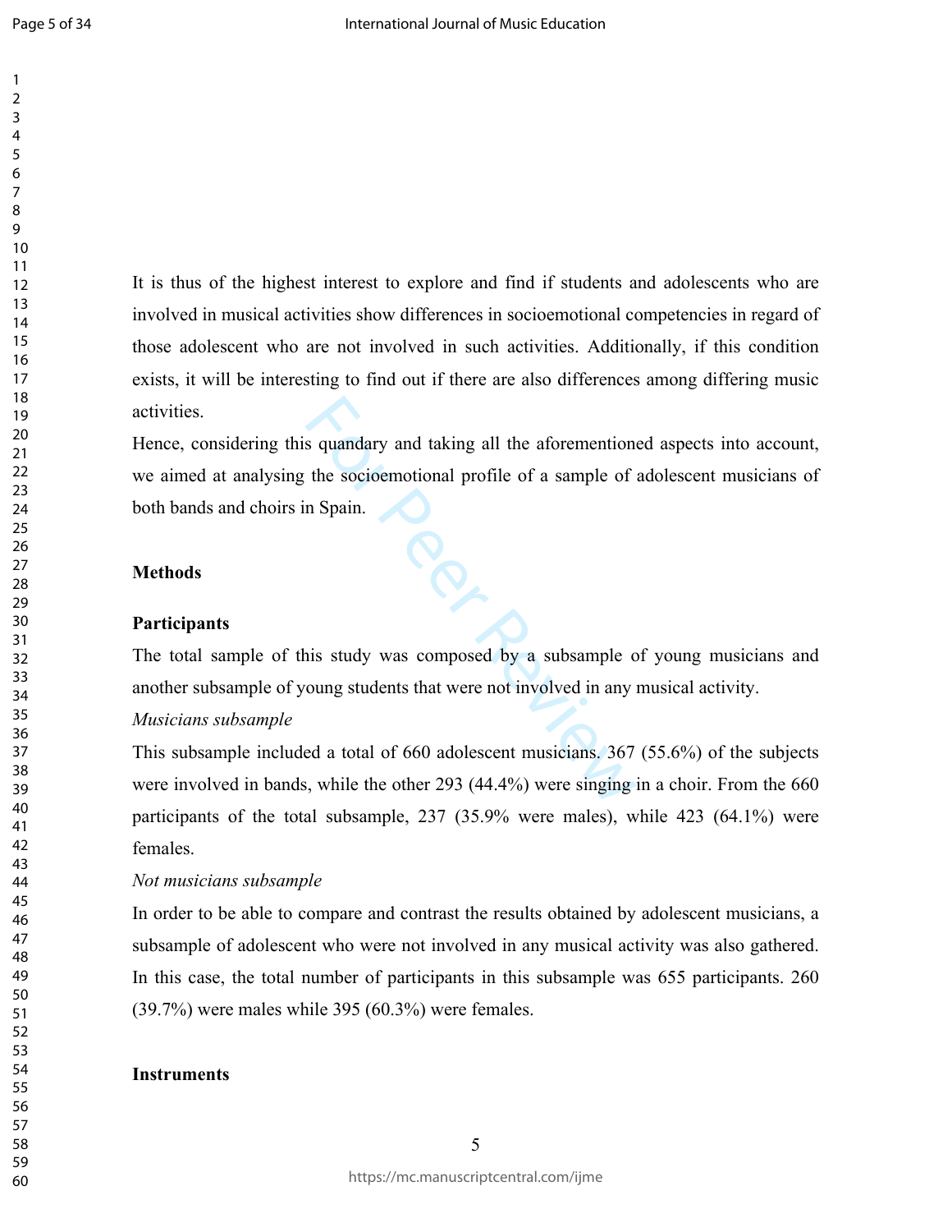It is thus of the highest interest to explore and find if students and adolescents who are involved in musical activities show differences in socioemotional competencies in regard of those adolescent who are not involved in such activities. Additionally, if this condition exists, it will be interesting to find out if there are also differences among differing music activities.

Hence, considering this quandary and taking all the aforementioned aspects into account, we aimed at analysing the socioemotional profile of a sample of adolescent musicians of both bands and choirs in Spain.

## Methods

### Participants

The total sample of this study was composed by a subsample of young musicians and another subsample of young students that were not involved in any musical activity.

*Musicians subsample*

This subsample included a total of 660 adolescent musicians. 367 (55.6%) of the subjects were involved in bands, while the other 293 (44.4%) were singing in a choir. From the 660 participants of the total subsample, 237 (35.9% were males), while 423 (64.1%) were females.

*Not musicians subsample*

In order to be able to compare and contrast the results obtained by adolescent musicians, a subsample of adolescent who were not involved in any musical activity was also gathered. In this case, the total number of participants in this subsample was 655 participants. 260 (39.7%) were males while 395 (60.3%) were females.

### Instruments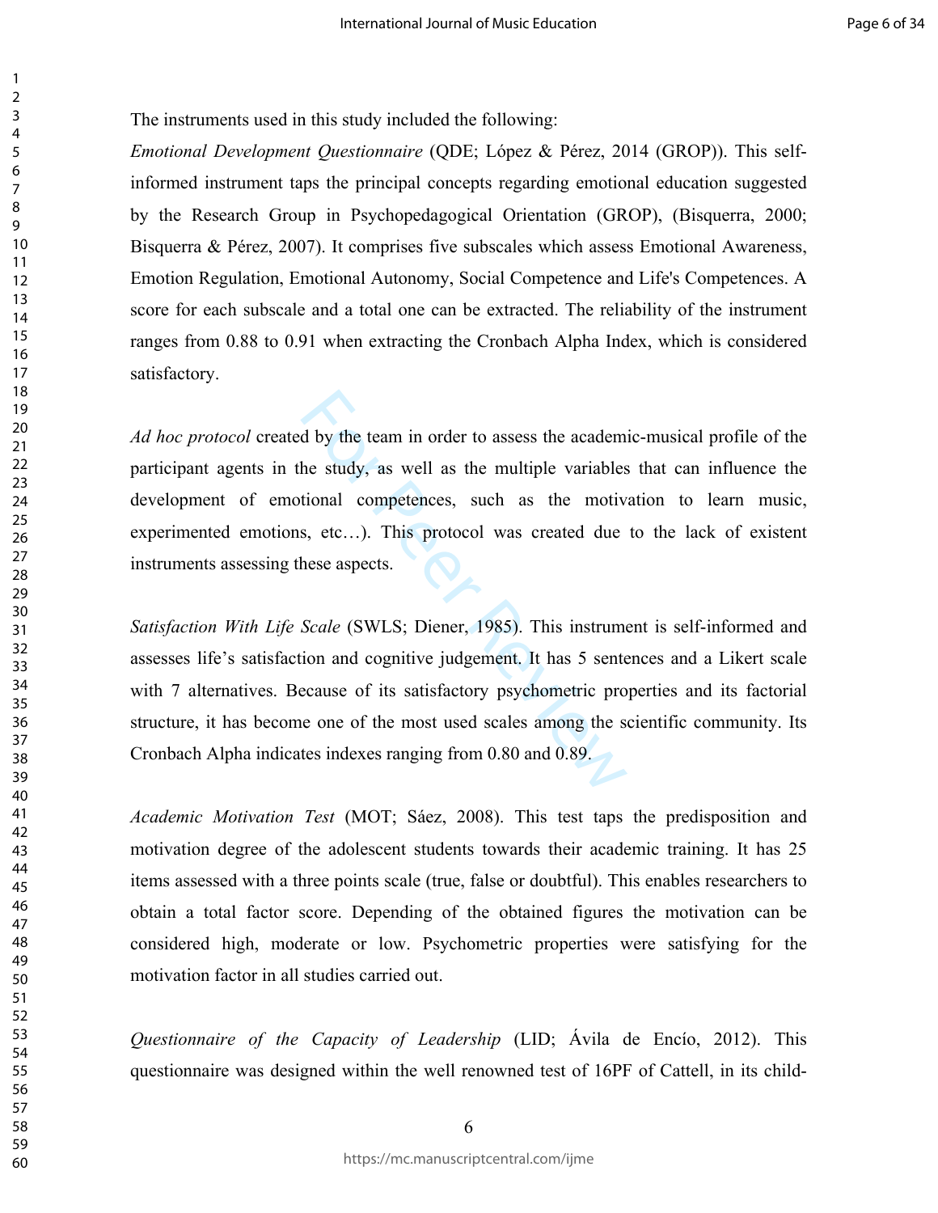The instruments used in this study included the following:

*Emotional Development Questionnaire* (QDE; López & Pérez, 2014 (GROP)). This self-informed instrument taps the principal concepts regarding emotional education suggested by the Research Group in Psychopedagogical Orientation (GROP), (Bisquerra, 2000; Bisquerra & Pérez, 2007). It comprises five subscales which assess Emotional Awareness, Emotion Regulation, Emotional Autonomy, Social Competence and Life's Competences. A score for each subscale and a total one can be extracted. The reliability of the instrument ranges from 0.88 to 0.91 when extracting the Cronbach Alpha Index, which is considered satisfactory.

*Ad hoc protocol* created by the team in order to assess the academic-musical profile of the participant agents in the study, as well as the multiple variables that can influence the development of emotional competences, such as the motivation to learn music, experimented emotions, etc…). This protocol was created due to the lack of existent instruments assessing these aspects.

*Satisfaction With Life Scale* (SWLS; Diener, 1985). This instrument is self-informed and assesses life's satisfaction and cognitive judgement. It has 5 sentences and a Likert scale with 7 alternatives. Because of its satisfactory psychometric properties and its factorial structure, it has become one of the most used scales among the scientific community. Its Cronbach Alpha indicates indexes ranging from 0.80 and 0.89.

*Academic Motivation Test* (MOT; Sáez, 2008). This test taps the predisposition and motivation degree of the adolescent students towards their academic training. It has 25 items assessed with a three points scale (true, false or doubtful). This enables researchers to obtain a total factor score. Depending of the obtained figures the motivation can be considered high, moderate or low. Psychometric properties were satisfying for the motivation factor in all studies carried out.

*Questionnaire of the Capacity of Leadership* (LID; Ávila de Encío, 2012). This questionnaire was designed within the well renowned test of 16PF of Cattell, in its child-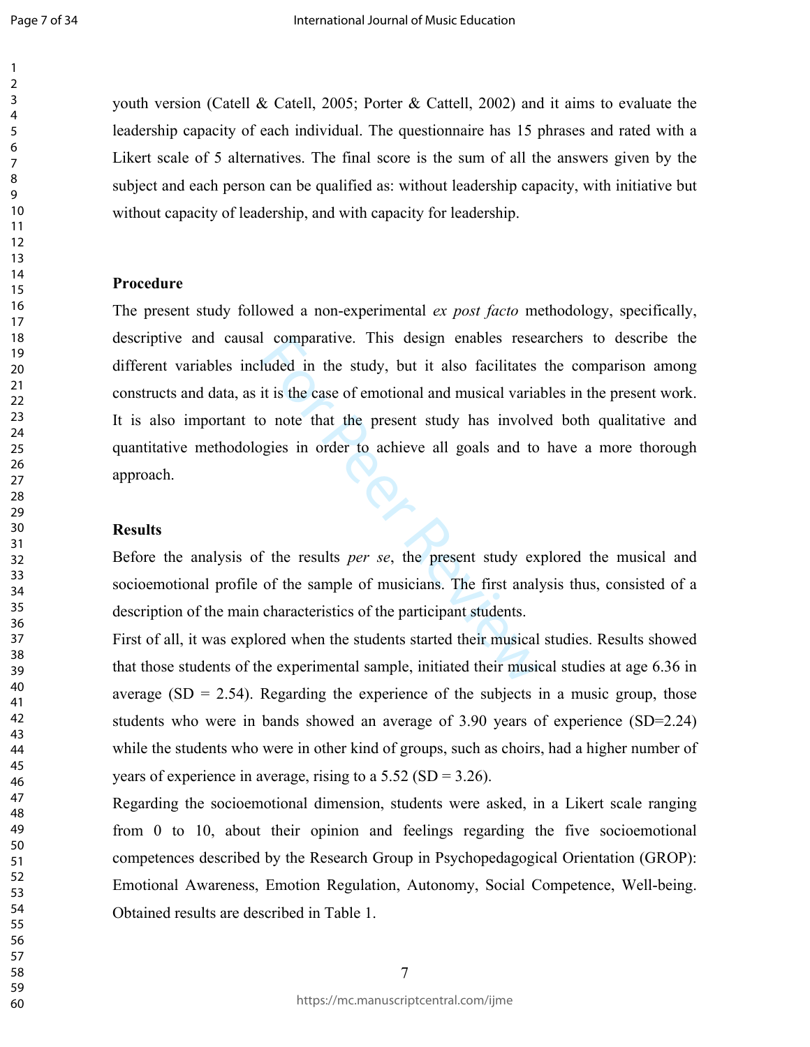youth version (Catell & Catell, 2005; Porter & Cattell, 2002) and it aims to evaluate the leadership capacity of each individual. The questionnaire has 15 phrases and rated with a Likert scale of 5 alternatives. The final score is the sum of all the answers given by the subject and each person can be qualified as: without leadership capacity, with initiative but without capacity of leadership, and with capacity for leadership.

### Procedure

The present study followed a non-experimental *ex post facto* methodology, specifically, descriptive and causal comparative. This design enables researchers to describe the different variables included in the study, but it also facilitates the comparison among constructs and data, as it is the case of emotional and musical variables in the present work. It is also important to note that the present study has involved both qualitative and quantitative methodologies in order to achieve all goals and to have a more thorough approach.

### Results

Before the analysis of the results *per se*, the present study explored the musical and socioemotional profile of the sample of musicians. The first analysis thus, consisted of a description of the main characteristics of the participant students.

First of all, it was explored when the students started their musical studies. Results showed that those students of the experimental sample, initiated their musical studies at age 6.36 in average (SD = 2.54). Regarding the experience of the subjects in a music group, those students who were in bands showed an average of 3.90 years of experience (SD=2.24) while the students who were in other kind of groups, such as choirs, had a higher number of years of experience in average, rising to a 5.52 (SD = 3.26).

Regarding the socioemotional dimension, students were asked, in a Likert scale ranging from 0 to 10, about their opinion and feelings regarding the five socioemotional competences described by the Research Group in Psychopedagogical Orientation (GROP): Emotional Awareness, Emotion Regulation, Autonomy, Social Competence, Well-being. Obtained results are described in Table 1.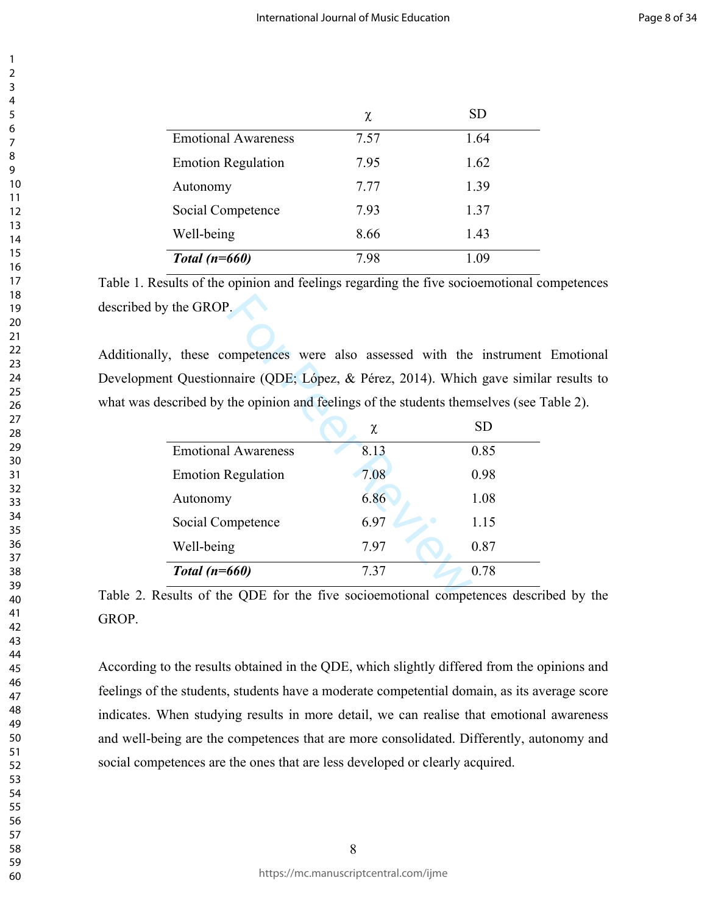| | χ | SD |
|---|---|---|
| Emotional Awareness | 7.57 | 1.64 |
| Emotion Regulation | 7.95 | 1.62 |
| Autonomy | 7.77 | 1.39 |
| Social Competence | 7.93 | 1.37 |
| Well-being | 8.66 | 1.43 |
| ***Total (n=660)*** | 7.98 | 1.09 |

Table 1. Results of the opinion and feelings regarding the five socioemotional competences described by the GROP.

Additionally, these competences were also assessed with the instrument Emotional Development Questionnaire (QDE; López, & Pérez, 2014). Which gave similar results to what was described by the opinion and feelings of the students themselves (see Table 2).

| | χ | SD |
|---|---|---|
| Emotional Awareness | 8.13 | 0.85 |
| Emotion Regulation | 7.08 | 0.98 |
| Autonomy | 6.86 | 1.08 |
| Social Competence | 6.97 | 1.15 |
| Well-being | 7.97 | 0.87 |
| ***Total (n=660)*** | 7.37 | 0.78 |

Table 2. Results of the QDE for the five socioemotional competences described by the GROP.

According to the results obtained in the QDE, which slightly differed from the opinions and feelings of the students, students have a moderate competential domain, as its average score indicates. When studying results in more detail, we can realise that emotional awareness and well-being are the competences that are more consolidated. Differently, autonomy and social competences are the ones that are less developed or clearly acquired.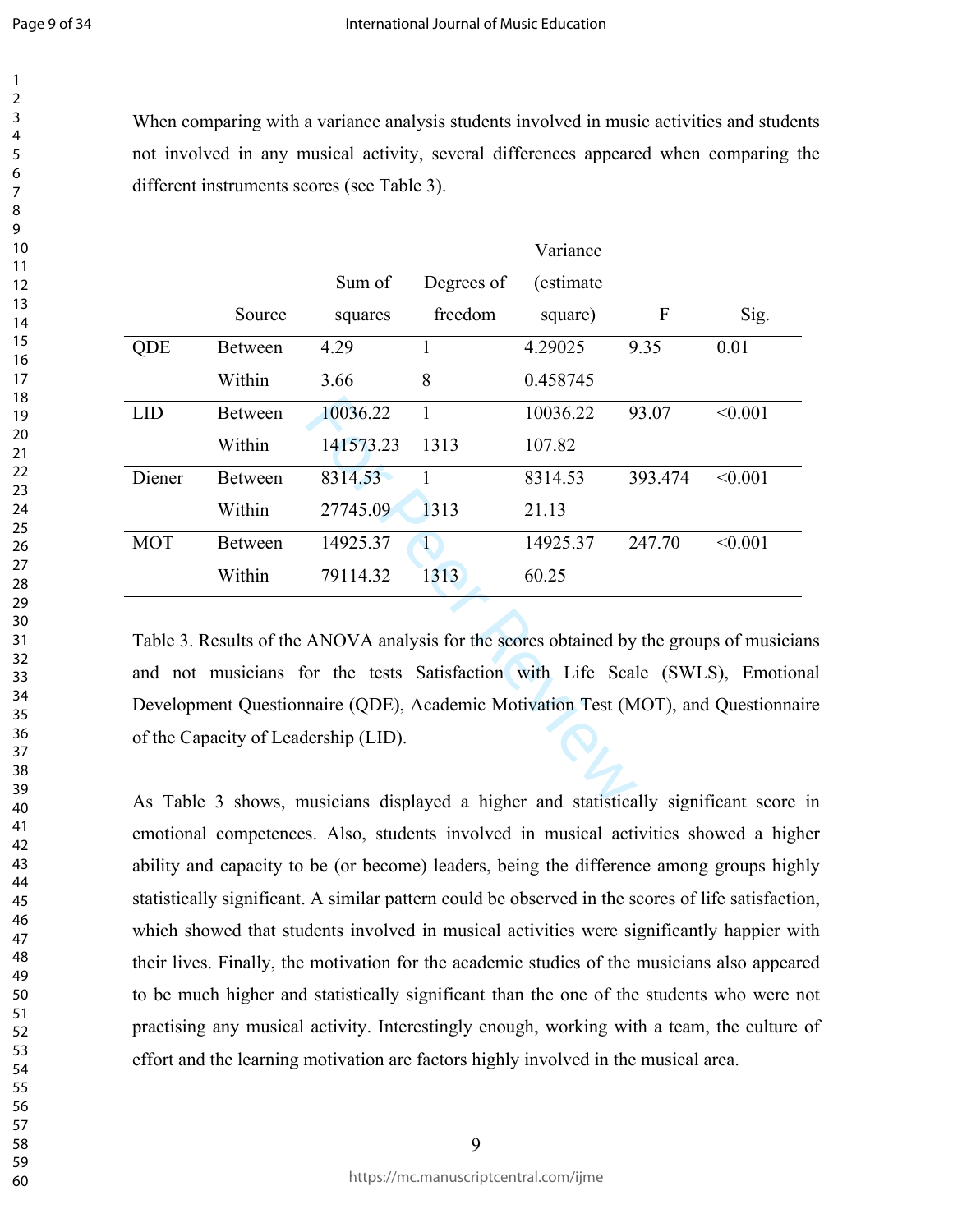When comparing with a variance analysis students involved in music activities and students not involved in any musical activity, several differences appeared when comparing the different instruments scores (see Table 3).

| | Source | Sum of squares | Degrees of freedom | Variance (estimate square) | F | Sig. |
|---|---|---|---|---|---|---|
| QDE | Between | 4.29 | 1 | 4.29025 | 9.35 | 0.01 |
| | Within | 3.66 | 8 | 0.458745 | | |
| LID | Between | 10036.22 | 1 | 10036.22 | 93.07 | <0.001 |
| | Within | 141573.23 | 1313 | 107.82 | | |
| Diener | Between | 8314.53 | 1 | 8314.53 | 393.474 | <0.001 |
| | Within | 27745.09 | 1313 | 21.13 | | |
| MOT | Between | 14925.37 | 1 | 14925.37 | 247.70 | <0.001 |
| | Within | 79114.32 | 1313 | 60.25 | | |

Table 3. Results of the ANOVA analysis for the scores obtained by the groups of musicians and not musicians for the tests Satisfaction with Life Scale (SWLS), Emotional Development Questionnaire (QDE), Academic Motivation Test (MOT), and Questionnaire of the Capacity of Leadership (LID).

As Table 3 shows, musicians displayed a higher and statistically significant score in emotional competences. Also, students involved in musical activities showed a higher ability and capacity to be (or become) leaders, being the difference among groups highly statistically significant. A similar pattern could be observed in the scores of life satisfaction, which showed that students involved in musical activities were significantly happier with their lives. Finally, the motivation for the academic studies of the musicians also appeared to be much higher and statistically significant than the one of the students who were not practising any musical activity. Interestingly enough, working with a team, the culture of effort and the learning motivation are factors highly involved in the musical area.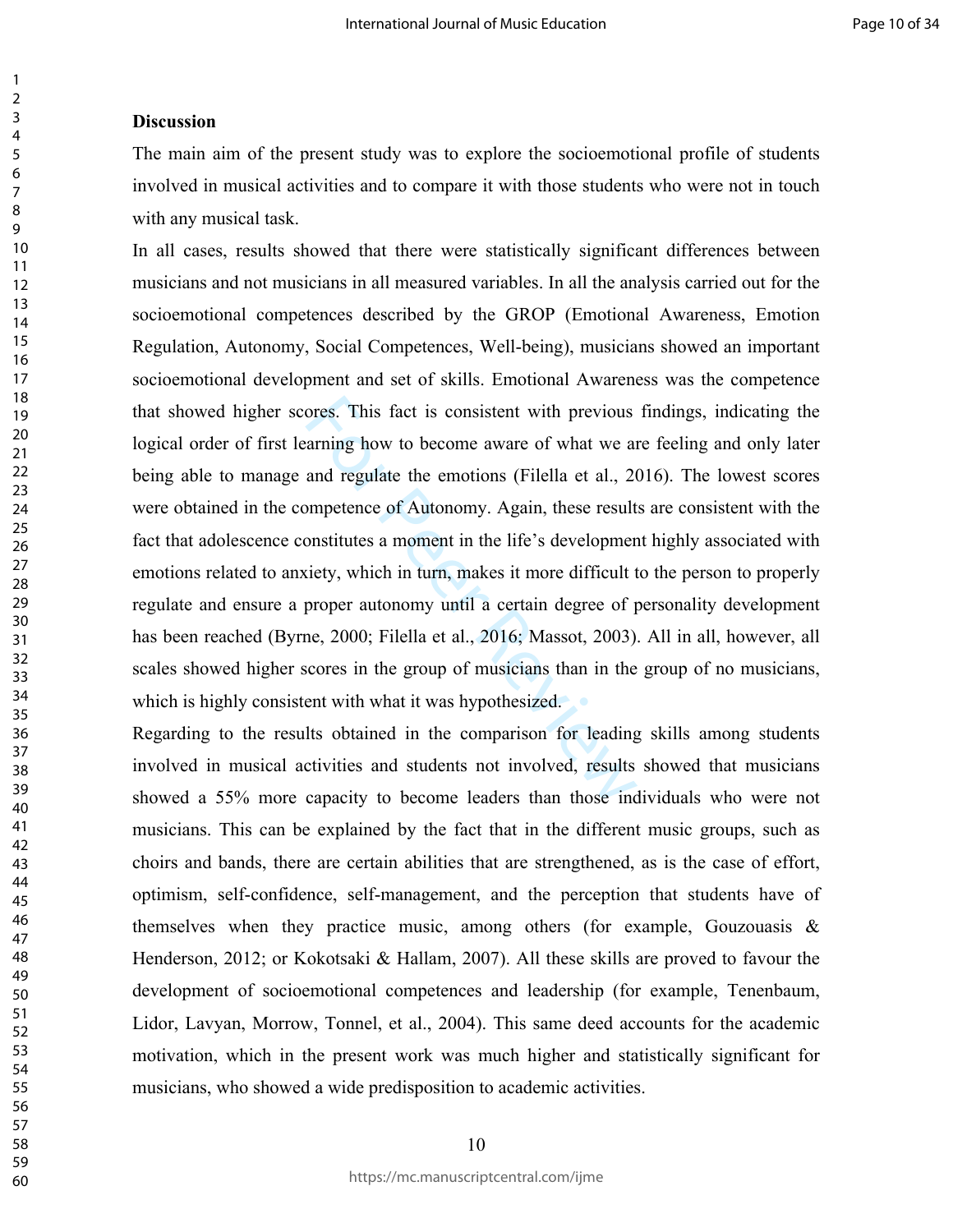## Discussion

The main aim of the present study was to explore the socioemotional profile of students involved in musical activities and to compare it with those students who were not in touch with any musical task.

In all cases, results showed that there were statistically significant differences between musicians and not musicians in all measured variables. In all the analysis carried out for the socioemotional competences described by the GROP (Emotional Awareness, Emotion Regulation, Autonomy, Social Competences, Well-being), musicians showed an important socioemotional development and set of skills. Emotional Awareness was the competence that showed higher scores. This fact is consistent with previous findings, indicating the logical order of first learning how to become aware of what we are feeling and only later being able to manage and regulate the emotions (Filella et al., 2016). The lowest scores were obtained in the competence of Autonomy. Again, these results are consistent with the fact that adolescence constitutes a moment in the life's development highly associated with emotions related to anxiety, which in turn, makes it more difficult to the person to properly regulate and ensure a proper autonomy until a certain degree of personality development has been reached (Byrne, 2000; Filella et al., 2016; Massot, 2003). All in all, however, all scales showed higher scores in the group of musicians than in the group of no musicians, which is highly consistent with what it was hypothesized.

Regarding to the results obtained in the comparison for leading skills among students involved in musical activities and students not involved, results showed that musicians showed a 55% more capacity to become leaders than those individuals who were not musicians. This can be explained by the fact that in the different music groups, such as choirs and bands, there are certain abilities that are strengthened, as is the case of effort, optimism, self-confidence, self-management, and the perception that students have of themselves when they practice music, among others (for example, Gouzouasis & Henderson, 2012; or Kokotsaki & Hallam, 2007). All these skills are proved to favour the development of socioemotional competences and leadership (for example, Tenenbaum, Lidor, Lavyan, Morrow, Tonnel, et al., 2004). This same deed accounts for the academic motivation, which in the present work was much higher and statistically significant for musicians, who showed a wide predisposition to academic activities.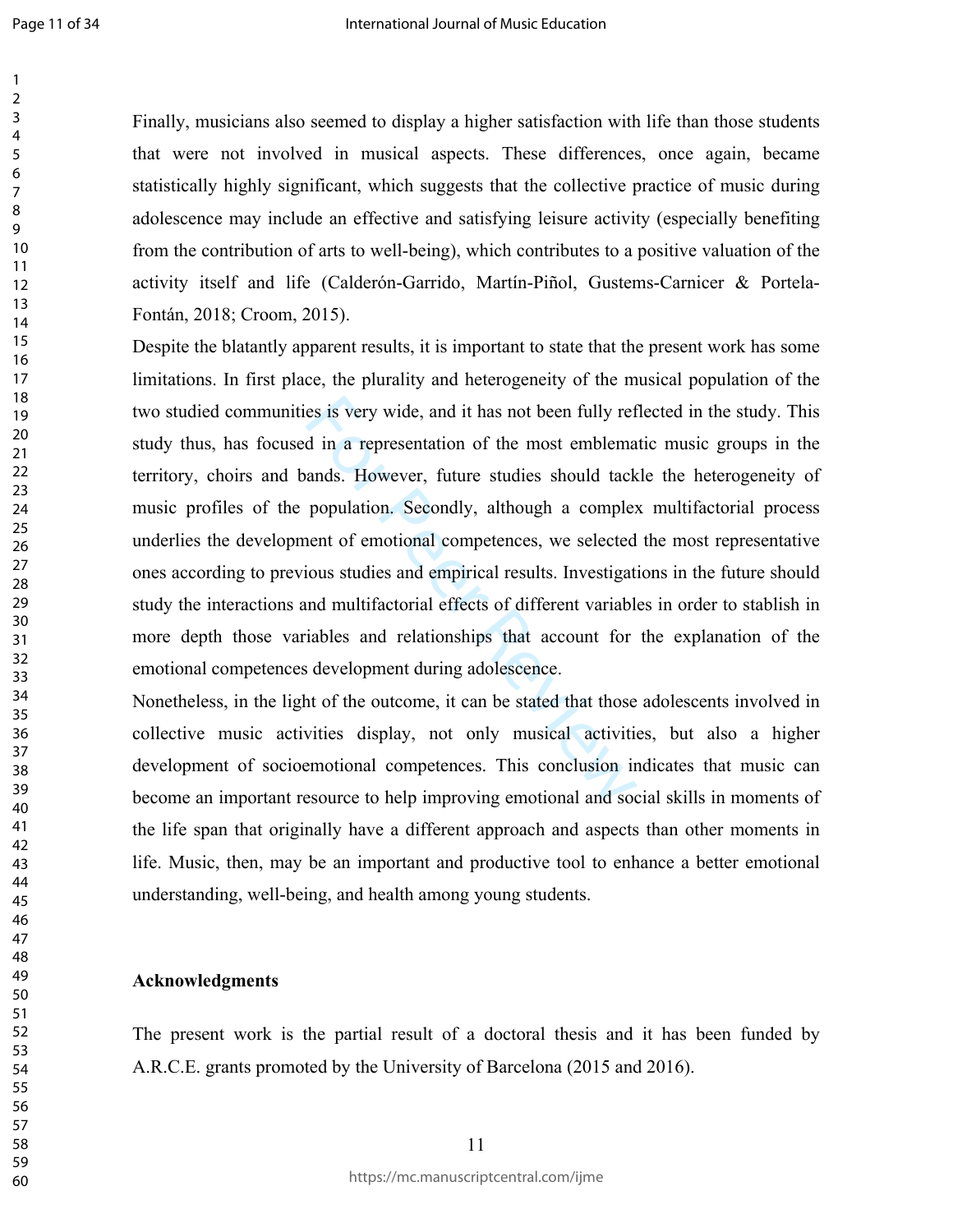Finally, musicians also seemed to display a higher satisfaction with life than those students that were not involved in musical aspects. These differences, once again, became statistically highly significant, which suggests that the collective practice of music during adolescence may include an effective and satisfying leisure activity (especially benefiting from the contribution of arts to well-being), which contributes to a positive valuation of the activity itself and life (Calderón-Garrido, Martín-Piñol, Gustems-Carnicer & Portela-Fontán, 2018; Croom, 2015).

Despite the blatantly apparent results, it is important to state that the present work has some limitations. In first place, the plurality and heterogeneity of the musical population of the two studied communities is very wide, and it has not been fully reflected in the study. This study thus, has focused in a representation of the most emblematic music groups in the territory, choirs and bands. However, future studies should tackle the heterogeneity of music profiles of the population. Secondly, although a complex multifactorial process underlies the development of emotional competences, we selected the most representative ones according to previous studies and empirical results. Investigations in the future should study the interactions and multifactorial effects of different variables in order to stablish in more depth those variables and relationships that account for the explanation of the emotional competences development during adolescence.

Nonetheless, in the light of the outcome, it can be stated that those adolescents involved in collective music activities display, not only musical activities, but also a higher development of socioemotional competences. This conclusion indicates that music can become an important resource to help improving emotional and social skills in moments of the life span that originally have a different approach and aspects than other moments in life. Music, then, may be an important and productive tool to enhance a better emotional understanding, well-being, and health among young students.

**Acknowledgments**

The present work is the partial result of a doctoral thesis and it has been funded by A.R.C.E. grants promoted by the University of Barcelona (2015 and 2016).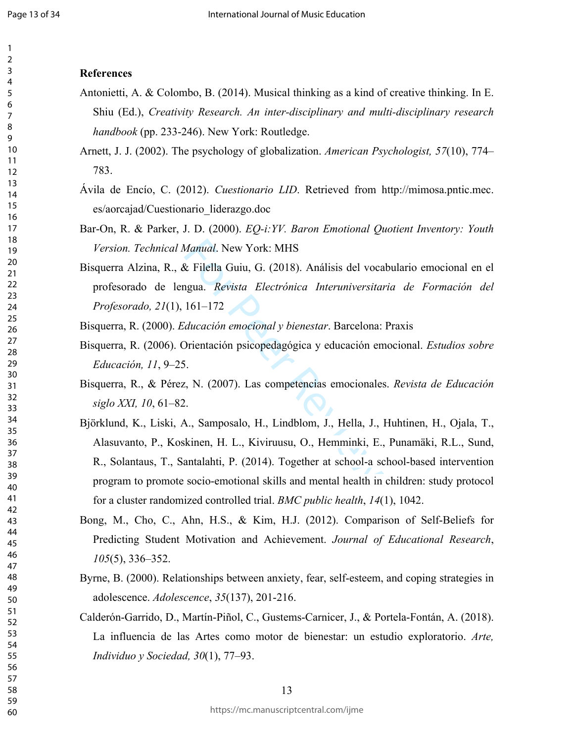**References**

Antonietti, A. & Colombo, B. (2014). Musical thinking as a kind of creative thinking. In E. Shiu (Ed.), *Creativity Research. An inter-disciplinary and multi-disciplinary research handbook* (pp. 233-246). New York: Routledge.

Arnett, J. J. (2002). The psychology of globalization. *American Psychologist, 57*(10), 774–783.

Ávila de Encío, C. (2012). *Cuestionario LID*. Retrieved from http://mimosa.pntic.mec.es/aorcajad/Cuestionario_liderazgo.doc

Bar-On, R. & Parker, J. D. (2000). *EQ-i:YV. Baron Emotional Quotient Inventory: Youth Version. Technical Manual*. New York: MHS

Bisquerra Alzina, R., & Filella Guiu, G. (2018). Análisis del vocabulario emocional en el profesorado de lengua. *Revista Electrónica Interuniversitaria de Formación del Profesorado, 21*(1), 161–172

Bisquerra, R. (2000). *Educación emocional y bienestar*. Barcelona: Praxis

Bisquerra, R. (2006). Orientación psicopedagógica y educación emocional. *Estudios sobre Educación, 11*, 9–25.

Bisquerra, R., & Pérez, N. (2007). Las competencias emocionales. *Revista de Educación siglo XXI, 10*, 61–82.

Björklund, K., Liski, A., Samposalo, H., Lindblom, J., Hella, J., Huhtinen, H., Ojala, T., Alasuvanto, P., Koskinen, H. L., Kiviruusu, O., Hemminki, E., Punamäki, R.L., Sund, R., Solantaus, T., Santalahti, P. (2014). Together at school-a school-based intervention program to promote socio-emotional skills and mental health in children: study protocol for a cluster randomized controlled trial. *BMC public health*, *14*(1), 1042.

Bong, M., Cho, C., Ahn, H.S., & Kim, H.J. (2012). Comparison of Self-Beliefs for Predicting Student Motivation and Achievement. *Journal of Educational Research*, *105*(5), 336–352.

Byrne, B. (2000). Relationships between anxiety, fear, self-esteem, and coping strategies in adolescence. *Adolescence*, *35*(137), 201-216.

Calderón-Garrido, D., Martín-Piñol, C., Gustems-Carnicer, J., & Portela-Fontán, A. (2018). La influencia de las Artes como motor de bienestar: un estudio exploratorio. *Arte, Individuo y Sociedad, 30*(1), 77–93.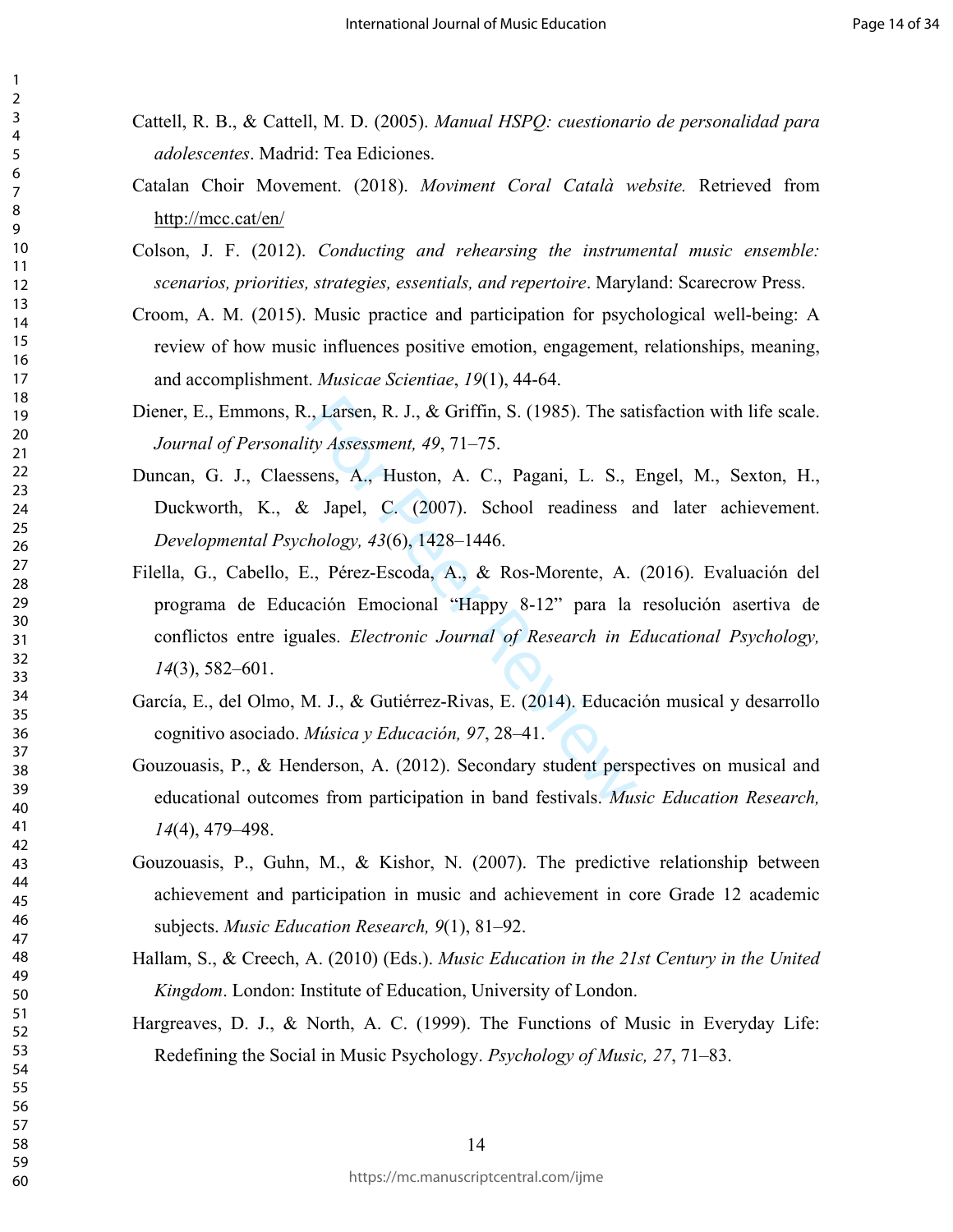Cattell, R. B., & Cattell, M. D. (2005). *Manual HSPQ: cuestionario de personalidad para adolescentes*. Madrid: Tea Ediciones.

Catalan Choir Movement. (2018). *Moviment Coral Català website.* Retrieved from http://mcc.cat/en/

Colson, J. F. (2012). *Conducting and rehearsing the instrumental music ensemble: scenarios, priorities, strategies, essentials, and repertoire*. Maryland: Scarecrow Press.

Croom, A. M. (2015). Music practice and participation for psychological well-being: A review of how music influences positive emotion, engagement, relationships, meaning, and accomplishment. *Musicae Scientiae*, *19*(1), 44-64.

Diener, E., Emmons, R., Larsen, R. J., & Griffin, S. (1985). The satisfaction with life scale. *Journal of Personality Assessment, 49*, 71–75.

Duncan, G. J., Claessens, A., Huston, A. C., Pagani, L. S., Engel, M., Sexton, H., Duckworth, K., & Japel, C. (2007). School readiness and later achievement. *Developmental Psychology, 43*(6), 1428–1446.

Filella, G., Cabello, E., Pérez-Escoda, A., & Ros-Morente, A. (2016). Evaluación del programa de Educación Emocional "Happy 8-12" para la resolución asertiva de conflictos entre iguales. *Electronic Journal of Research in Educational Psychology, 14*(3), 582–601.

García, E., del Olmo, M. J., & Gutiérrez-Rivas, E. (2014). Educación musical y desarrollo cognitivo asociado. *Música y Educación, 97*, 28–41.

Gouzouasis, P., & Henderson, A. (2012). Secondary student perspectives on musical and educational outcomes from participation in band festivals. *Music Education Research, 14*(4), 479–498.

Gouzouasis, P., Guhn, M., & Kishor, N. (2007). The predictive relationship between achievement and participation in music and achievement in core Grade 12 academic subjects. *Music Education Research, 9*(1), 81–92.

Hallam, S., & Creech, A. (2010) (Eds.). *Music Education in the 21st Century in the United Kingdom*. London: Institute of Education, University of London.

Hargreaves, D. J., & North, A. C. (1999). The Functions of Music in Everyday Life: Redefining the Social in Music Psychology. *Psychology of Music, 27*, 71–83.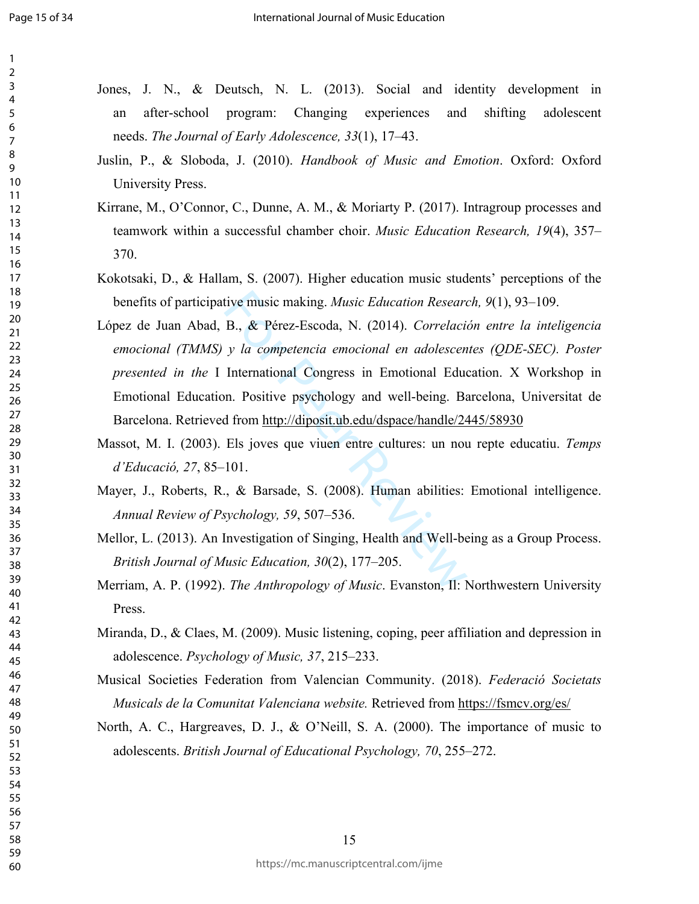Jones, J. N., & Deutsch, N. L. (2013). Social and identity development in an after-school program: Changing experiences and shifting adolescent needs. *The Journal of Early Adolescence, 33*(1), 17–43.

Juslin, P., & Sloboda, J. (2010). *Handbook of Music and Emotion*. Oxford: Oxford University Press.

Kirrane, M., O'Connor, C., Dunne, A. M., & Moriarty P. (2017). Intragroup processes and teamwork within a successful chamber choir. *Music Education Research, 19*(4), 357–370.

Kokotsaki, D., & Hallam, S. (2007). Higher education music students' perceptions of the benefits of participative music making. *Music Education Research, 9*(1), 93–109.

López de Juan Abad, B., & Pérez-Escoda, N. (2014). *Correlación entre la inteligencia emocional (TMMS) y la competencia emocional en adolescentes (QDE-SEC). Poster presented in the* I International Congress in Emotional Education. X Workshop in Emotional Education. Positive psychology and well-being. Barcelona, Universitat de Barcelona. Retrieved from http://diposit.ub.edu/dspace/handle/2445/58930

Massot, M. I. (2003). Els joves que viuen entre cultures: un nou repte educatiu. *Temps d'Educació, 27*, 85–101.

Mayer, J., Roberts, R., & Barsade, S. (2008). Human abilities: Emotional intelligence. *Annual Review of Psychology, 59*, 507–536.

Mellor, L. (2013). An Investigation of Singing, Health and Well-being as a Group Process. *British Journal of Music Education, 30*(2), 177–205.

Merriam, A. P. (1992). *The Anthropology of Music*. Evanston, Il: Northwestern University Press.

Miranda, D., & Claes, M. (2009). Music listening, coping, peer affiliation and depression in adolescence. *Psychology of Music, 37*, 215–233.

Musical Societies Federation from Valencian Community. (2018). *Federació Societats Musicals de la Comunitat Valenciana website.* Retrieved from https://fsmcv.org/es/

North, A. C., Hargreaves, D. J., & O'Neill, S. A. (2000). The importance of music to adolescents. *British Journal of Educational Psychology, 70*, 255–272.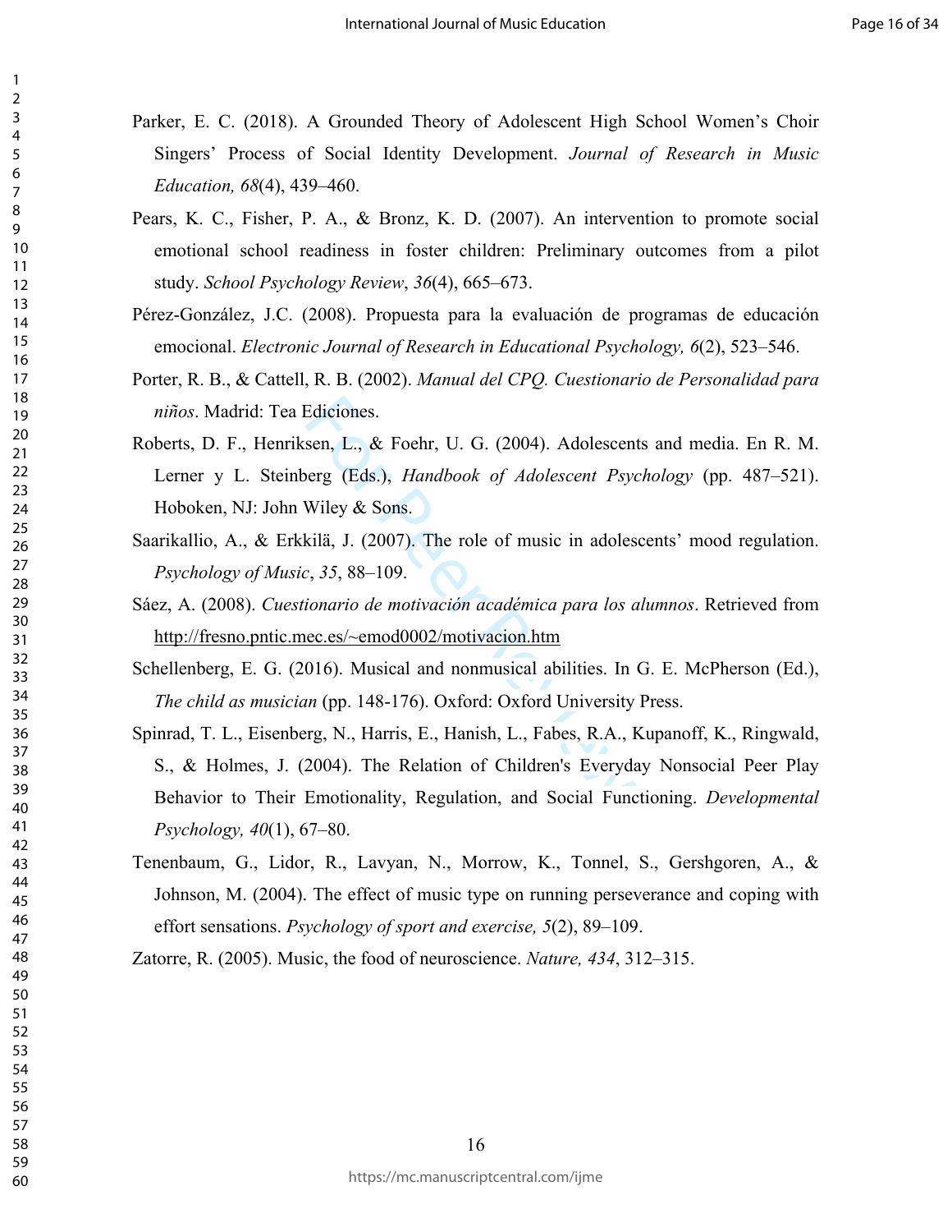Parker, E. C. (2018). A Grounded Theory of Adolescent High School Women's Choir Singers' Process of Social Identity Development. *Journal of Research in Music Education, 68*(4), 439–460.

Pears, K. C., Fisher, P. A., & Bronz, K. D. (2007). An intervention to promote social emotional school readiness in foster children: Preliminary outcomes from a pilot study. *School Psychology Review*, *36*(4), 665–673.

Pérez-González, J.C. (2008). Propuesta para la evaluación de programas de educación emocional. *Electronic Journal of Research in Educational Psychology, 6*(2), 523–546.

Porter, R. B., & Cattell, R. B. (2002). *Manual del CPQ. Cuestionario de Personalidad para niños*. Madrid: Tea Ediciones.

Roberts, D. F., Henriksen, L., & Foehr, U. G. (2004). Adolescents and media. En R. M. Lerner y L. Steinberg (Eds.), *Handbook of Adolescent Psychology* (pp. 487–521). Hoboken, NJ: John Wiley & Sons.

Saarikallio, A., & Erkkilä, J. (2007). The role of music in adolescents' mood regulation. *Psychology of Music*, *35*, 88–109.

Sáez, A. (2008). *Cuestionario de motivación académica para los alumnos*. Retrieved from http://fresno.pntic.mec.es/~emod0002/motivacion.htm

Schellenberg, E. G. (2016). Musical and nonmusical abilities. In G. E. McPherson (Ed.), *The child as musician* (pp. 148-176). Oxford: Oxford University Press.

Spinrad, T. L., Eisenberg, N., Harris, E., Hanish, L., Fabes, R.A., Kupanoff, K., Ringwald, S., & Holmes, J. (2004). The Relation of Children's Everyday Nonsocial Peer Play Behavior to Their Emotionality, Regulation, and Social Functioning. *Developmental Psychology, 40*(1), 67–80.

Tenenbaum, G., Lidor, R., Lavyan, N., Morrow, K., Tonnel, S., Gershgoren, A., & Johnson, M. (2004). The effect of music type on running perseverance and coping with effort sensations. *Psychology of sport and exercise, 5*(2), 89–109.

Zatorre, R. (2005). Music, the food of neuroscience. *Nature, 434*, 312–315.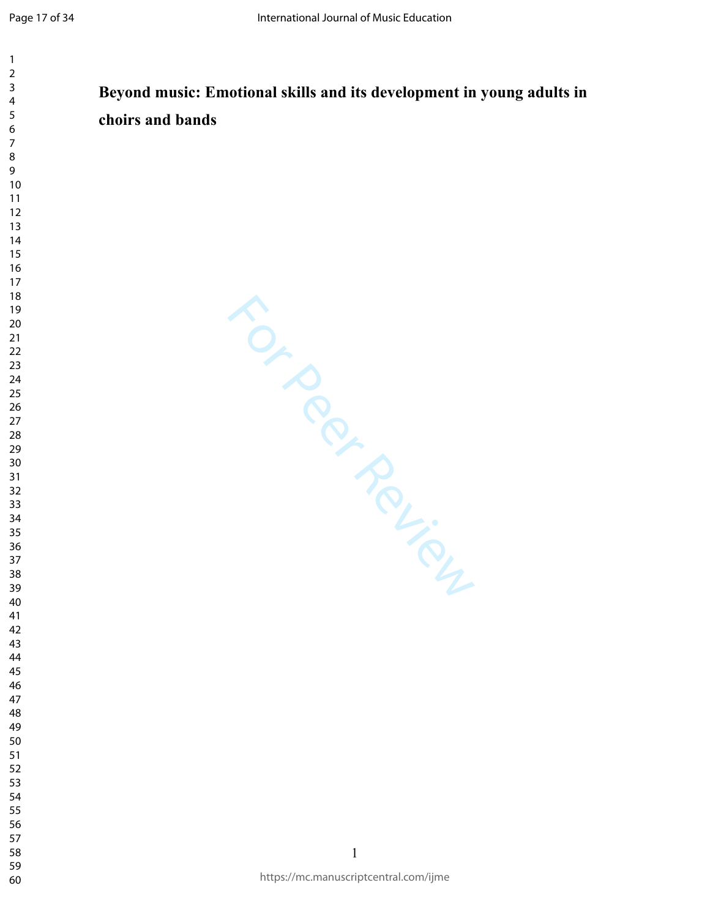**Beyond music: Emotional skills and its development in young adults in choirs and bands**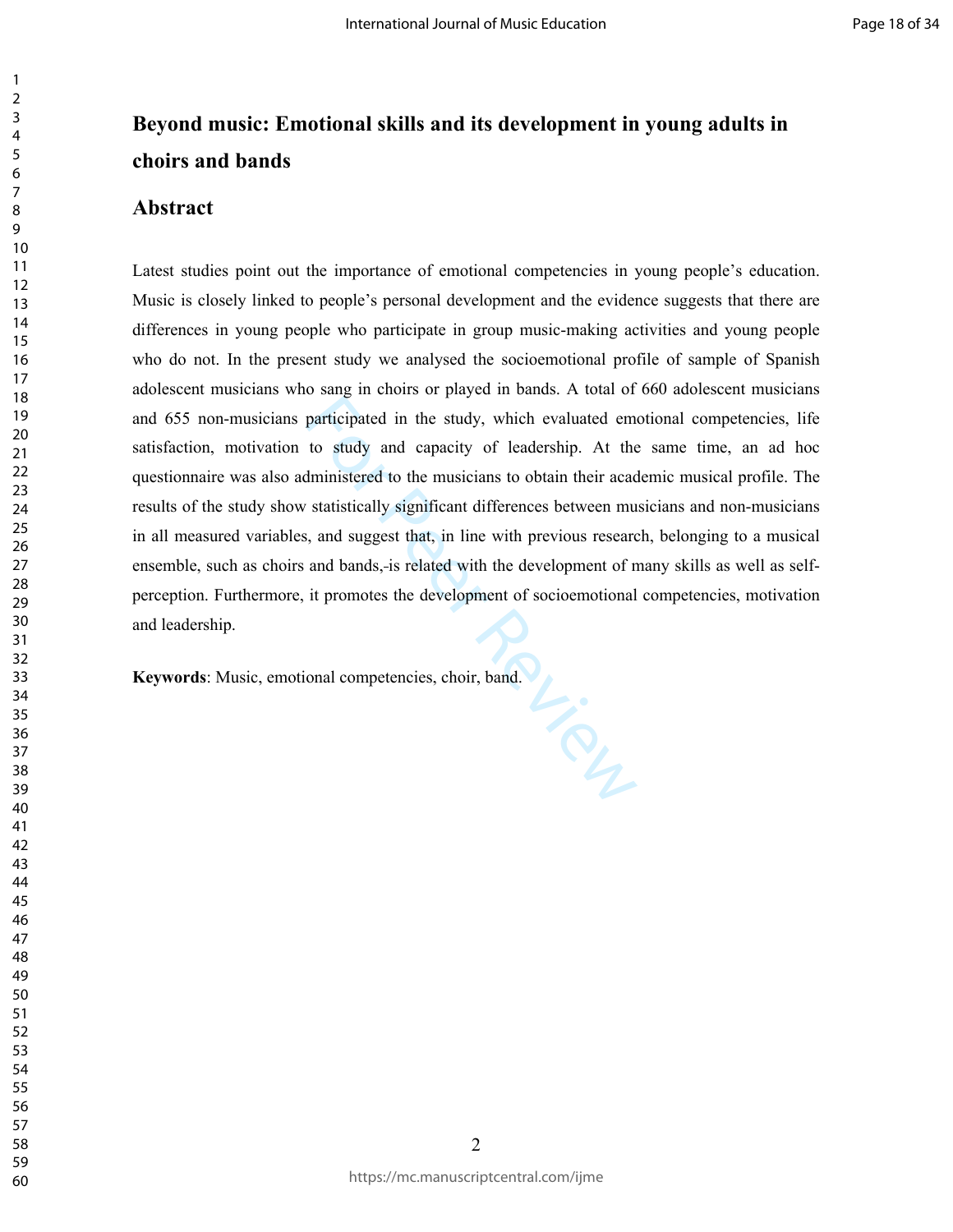# Beyond music: Emotional skills and its development in young adults in choirs and bands

## Abstract

Latest studies point out the importance of emotional competencies in young people's education. Music is closely linked to people's personal development and the evidence suggests that there are differences in young people who participate in group music-making activities and young people who do not. In the present study we analysed the socioemotional profile of sample of Spanish adolescent musicians who sang in choirs or played in bands. A total of 660 adolescent musicians and 655 non-musicians participated in the study, which evaluated emotional competencies, life satisfaction, motivation to study and capacity of leadership. At the same time, an ad hoc questionnaire was also administered to the musicians to obtain their academic musical profile. The results of the study show statistically significant differences between musicians and non-musicians in all measured variables, and suggest that, in line with previous research, belonging to a musical ensemble, such as choirs and bands, is related with the development of many skills as well as self-perception. Furthermore, it promotes the development of socioemotional competencies, motivation and leadership.

**Keywords**: Music, emotional competencies, choir, band.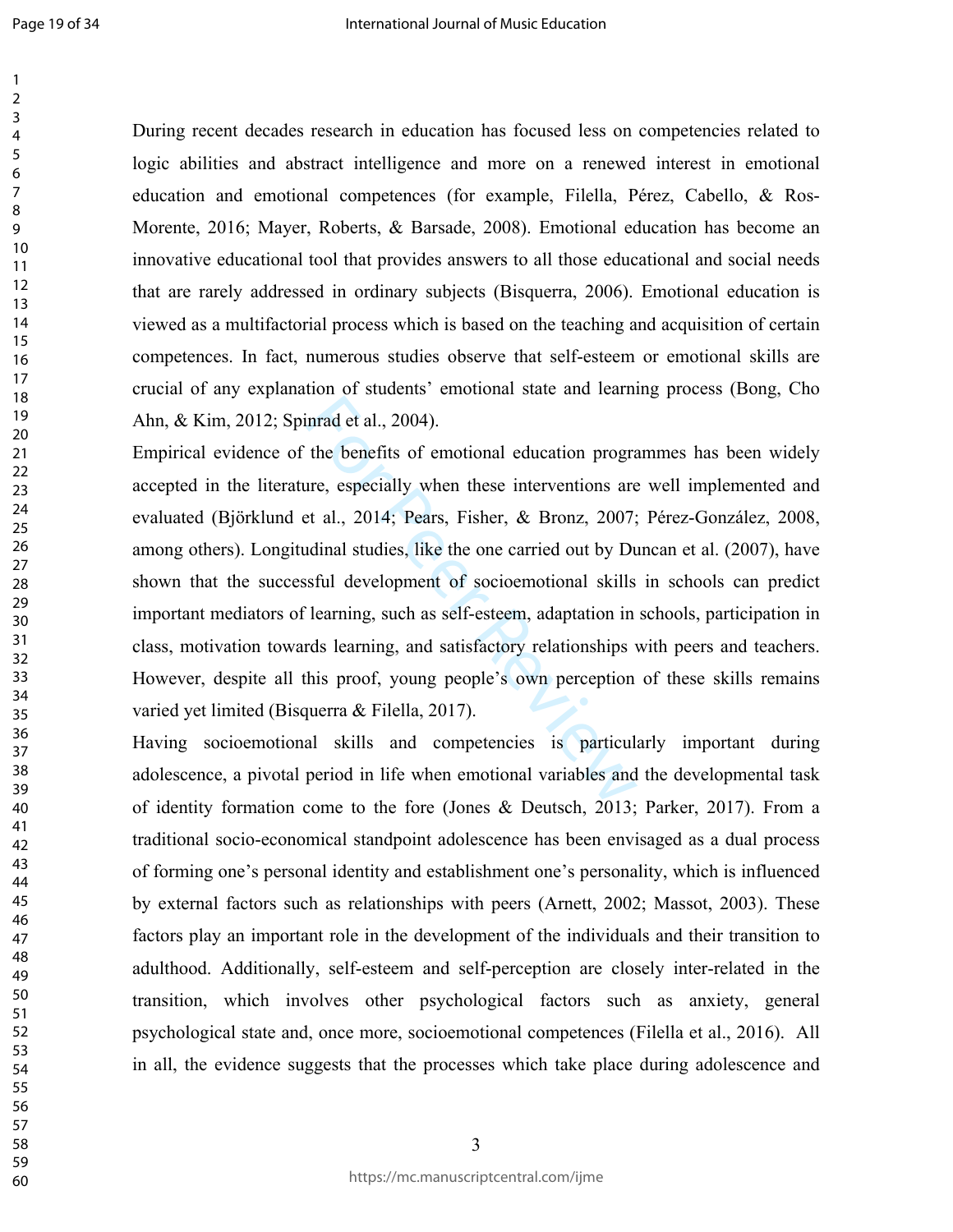During recent decades research in education has focused less on competencies related to logic abilities and abstract intelligence and more on a renewed interest in emotional education and emotional competences (for example, Filella, Pérez, Cabello, & Ros-Morente, 2016; Mayer, Roberts, & Barsade, 2008). Emotional education has become an innovative educational tool that provides answers to all those educational and social needs that are rarely addressed in ordinary subjects (Bisquerra, 2006). Emotional education is viewed as a multifactorial process which is based on the teaching and acquisition of certain competences. In fact, numerous studies observe that self-esteem or emotional skills are crucial of any explanation of students' emotional state and learning process (Bong, Cho Ahn, & Kim, 2012; Spinrad et al., 2004).

Empirical evidence of the benefits of emotional education programmes has been widely accepted in the literature, especially when these interventions are well implemented and evaluated (Björklund et al., 2014; Pears, Fisher, & Bronz, 2007; Pérez-González, 2008, among others). Longitudinal studies, like the one carried out by Duncan et al. (2007), have shown that the successful development of socioemotional skills in schools can predict important mediators of learning, such as self-esteem, adaptation in schools, participation in class, motivation towards learning, and satisfactory relationships with peers and teachers. However, despite all this proof, young people's own perception of these skills remains varied yet limited (Bisquerra & Filella, 2017).

Having socioemotional skills and competencies is particularly important during adolescence, a pivotal period in life when emotional variables and the developmental task of identity formation come to the fore (Jones & Deutsch, 2013; Parker, 2017). From a traditional socio-economical standpoint adolescence has been envisaged as a dual process of forming one's personal identity and establishment one's personality, which is influenced by external factors such as relationships with peers (Arnett, 2002; Massot, 2003). These factors play an important role in the development of the individuals and their transition to adulthood. Additionally, self-esteem and self-perception are closely inter-related in the transition, which involves other psychological factors such as anxiety, general psychological state and, once more, socioemotional competences (Filella et al., 2016). All in all, the evidence suggests that the processes which take place during adolescence and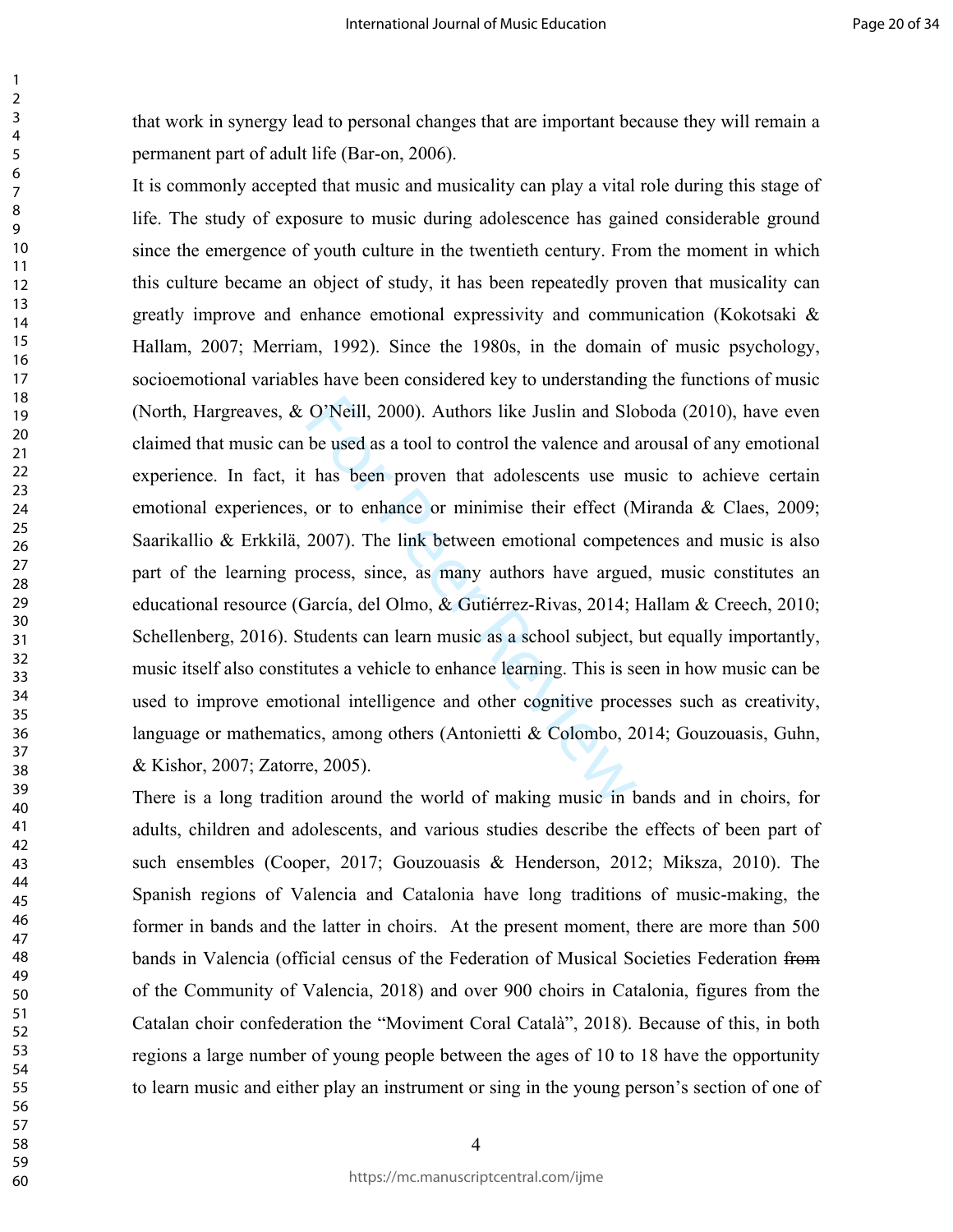that work in synergy lead to personal changes that are important because they will remain a permanent part of adult life (Bar-on, 2006).

It is commonly accepted that music and musicality can play a vital role during this stage of life. The study of exposure to music during adolescence has gained considerable ground since the emergence of youth culture in the twentieth century. From the moment in which this culture became an object of study, it has been repeatedly proven that musicality can greatly improve and enhance emotional expressivity and communication (Kokotsaki & Hallam, 2007; Merriam, 1992). Since the 1980s, in the domain of music psychology, socioemotional variables have been considered key to understanding the functions of music (North, Hargreaves, & O'Neill, 2000). Authors like Juslin and Sloboda (2010), have even claimed that music can be used as a tool to control the valence and arousal of any emotional experience. In fact, it has been proven that adolescents use music to achieve certain emotional experiences, or to enhance or minimise their effect (Miranda & Claes, 2009; Saarikallio & Erkkilä, 2007). The link between emotional competences and music is also part of the learning process, since, as many authors have argued, music constitutes an educational resource (García, del Olmo, & Gutiérrez-Rivas, 2014; Hallam & Creech, 2010; Schellenberg, 2016). Students can learn music as a school subject, but equally importantly, music itself also constitutes a vehicle to enhance learning. This is seen in how music can be used to improve emotional intelligence and other cognitive processes such as creativity, language or mathematics, among others (Antonietti & Colombo, 2014; Gouzouasis, Guhn, & Kishor, 2007; Zatorre, 2005).

There is a long tradition around the world of making music in bands and in choirs, for adults, children and adolescents, and various studies describe the effects of been part of such ensembles (Cooper, 2017; Gouzouasis & Henderson, 2012; Miksza, 2010). The Spanish regions of Valencia and Catalonia have long traditions of music-making, the former in bands and the latter in choirs. At the present moment, there are more than 500 bands in Valencia (official census of the Federation of Musical Societies Federation ~~from~~ of the Community of Valencia, 2018) and over 900 choirs in Catalonia, figures from the Catalan choir confederation the "Moviment Coral Català", 2018). Because of this, in both regions a large number of young people between the ages of 10 to 18 have the opportunity to learn music and either play an instrument or sing in the young person's section of one of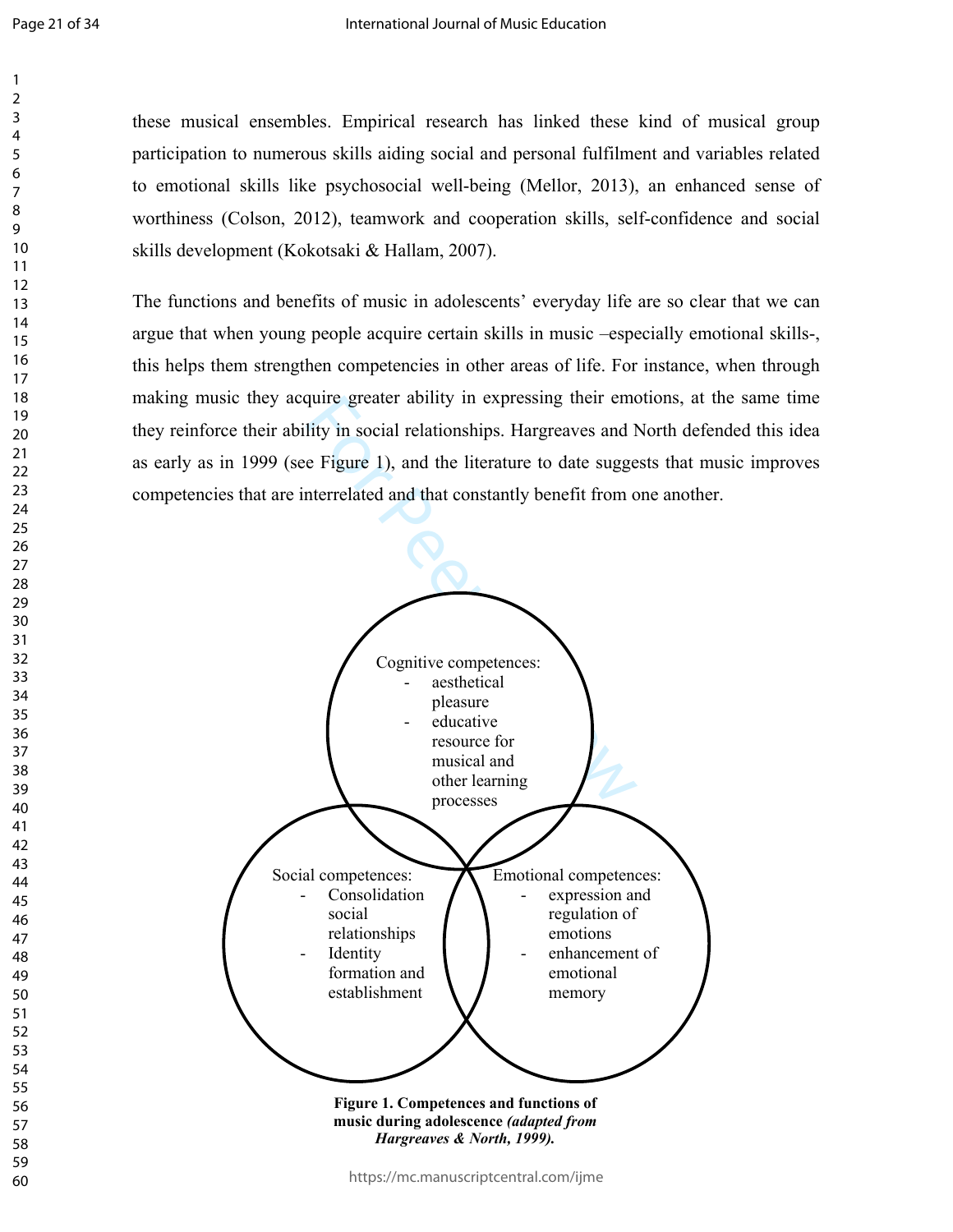these musical ensembles. Empirical research has linked these kind of musical group participation to numerous skills aiding social and personal fulfilment and variables related to emotional skills like psychosocial well-being (Mellor, 2013), an enhanced sense of worthiness (Colson, 2012), teamwork and cooperation skills, self-confidence and social skills development (Kokotsaki & Hallam, 2007).

The functions and benefits of music in adolescents' everyday life are so clear that we can argue that when young people acquire certain skills in music –especially emotional skills-, this helps them strengthen competencies in other areas of life. For instance, when through making music they acquire greater ability in expressing their emotions, at the same time they reinforce their ability in social relationships. Hargreaves and North defended this idea as early as in 1999 (see Figure 1), and the literature to date suggests that music improves competencies that are interrelated and that constantly benefit from one another.

Cognitive competences:
- aesthetical pleasure
- educative resource for musical and other learning processes

Social competences:
- Consolidation social relationships
- Identity formation and establishment

Emotional competences:
- expression and regulation of emotions
- enhancement of emotional memory

**Figure 1. Competences and functions of music during adolescence** ***(adapted from Hargreaves & North, 1999).***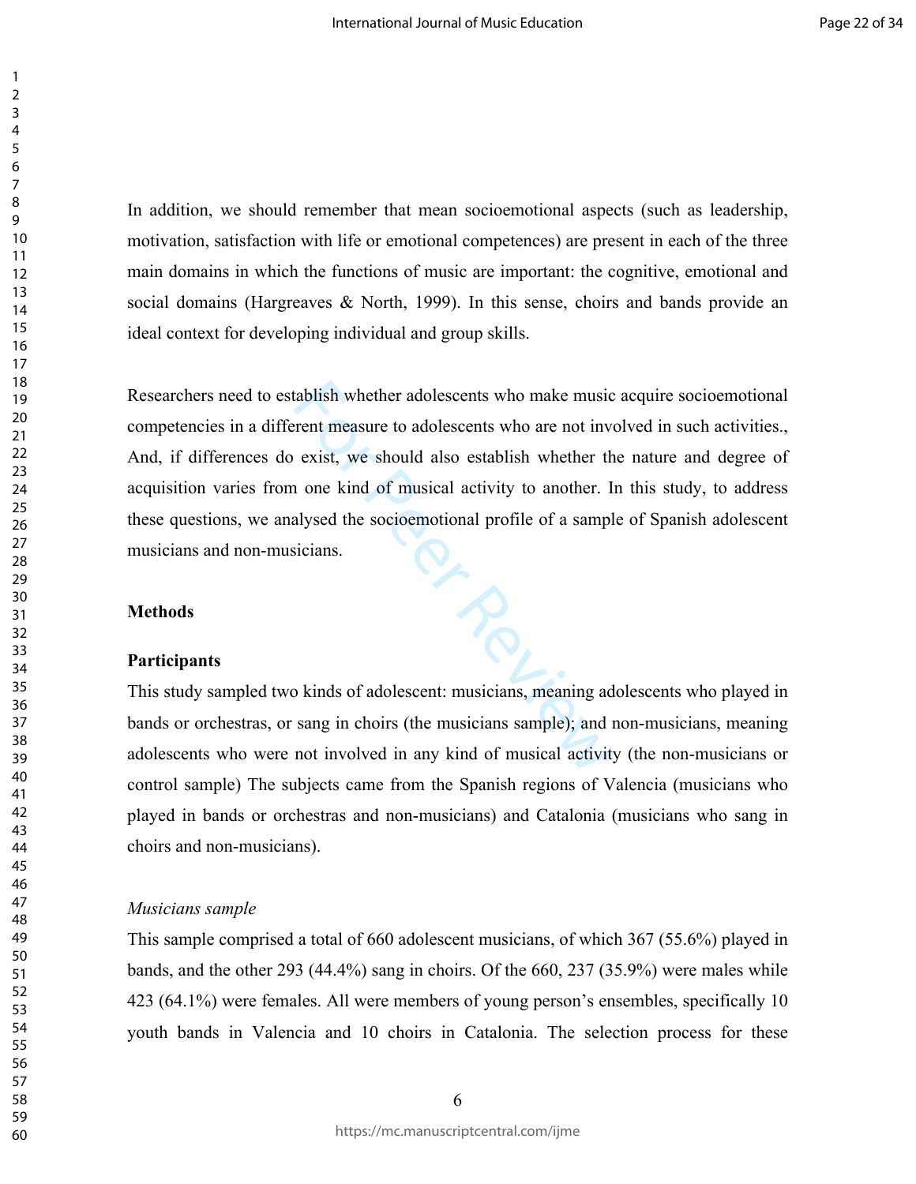In addition, we should remember that mean socioemotional aspects (such as leadership, motivation, satisfaction with life or emotional competences) are present in each of the three main domains in which the functions of music are important: the cognitive, emotional and social domains (Hargreaves & North, 1999). In this sense, choirs and bands provide an ideal context for developing individual and group skills.

Researchers need to establish whether adolescents who make music acquire socioemotional competencies in a different measure to adolescents who are not involved in such activities., And, if differences do exist, we should also establish whether the nature and degree of acquisition varies from one kind of musical activity to another. In this study, to address these questions, we analysed the socioemotional profile of a sample of Spanish adolescent musicians and non-musicians.

## Methods

### Participants

This study sampled two kinds of adolescent: musicians, meaning adolescents who played in bands or orchestras, or sang in choirs (the musicians sample); and non-musicians, meaning adolescents who were not involved in any kind of musical activity (the non-musicians or control sample) The subjects came from the Spanish regions of Valencia (musicians who played in bands or orchestras and non-musicians) and Catalonia (musicians who sang in choirs and non-musicians).

*Musicians sample*

This sample comprised a total of 660 adolescent musicians, of which 367 (55.6%) played in bands, and the other 293 (44.4%) sang in choirs. Of the 660, 237 (35.9%) were males while 423 (64.1%) were females. All were members of young person's ensembles, specifically 10 youth bands in Valencia and 10 choirs in Catalonia. The selection process for these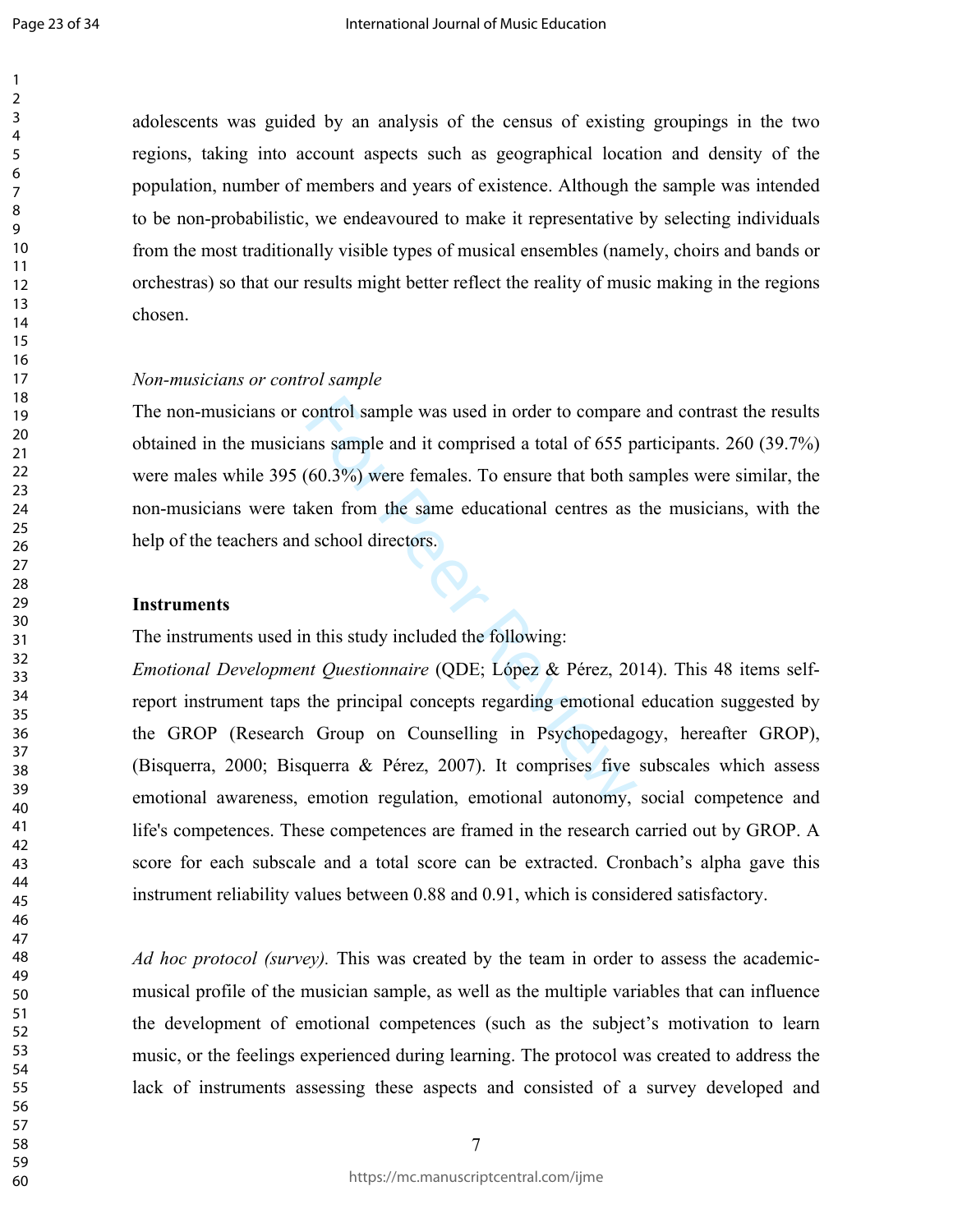adolescents was guided by an analysis of the census of existing groupings in the two regions, taking into account aspects such as geographical location and density of the population, number of members and years of existence. Although the sample was intended to be non-probabilistic, we endeavoured to make it representative by selecting individuals from the most traditionally visible types of musical ensembles (namely, choirs and bands or orchestras) so that our results might better reflect the reality of music making in the regions chosen.

*Non-musicians or control sample*

The non-musicians or control sample was used in order to compare and contrast the results obtained in the musicians sample and it comprised a total of 655 participants. 260 (39.7%) were males while 395 (60.3%) were females. To ensure that both samples were similar, the non-musicians were taken from the same educational centres as the musicians, with the help of the teachers and school directors.

**Instruments**

The instruments used in this study included the following:

*Emotional Development Questionnaire* (QDE; López & Pérez, 2014). This 48 items self-report instrument taps the principal concepts regarding emotional education suggested by the GROP (Research Group on Counselling in Psychopedagogy, hereafter GROP), (Bisquerra, 2000; Bisquerra & Pérez, 2007). It comprises five subscales which assess emotional awareness, emotion regulation, emotional autonomy, social competence and life's competences. These competences are framed in the research carried out by GROP. A score for each subscale and a total score can be extracted. Cronbach's alpha gave this instrument reliability values between 0.88 and 0.91, which is considered satisfactory.

*Ad hoc protocol (survey).* This was created by the team in order to assess the academic-musical profile of the musician sample, as well as the multiple variables that can influence the development of emotional competences (such as the subject's motivation to learn music, or the feelings experienced during learning. The protocol was created to address the lack of instruments assessing these aspects and consisted of a survey developed and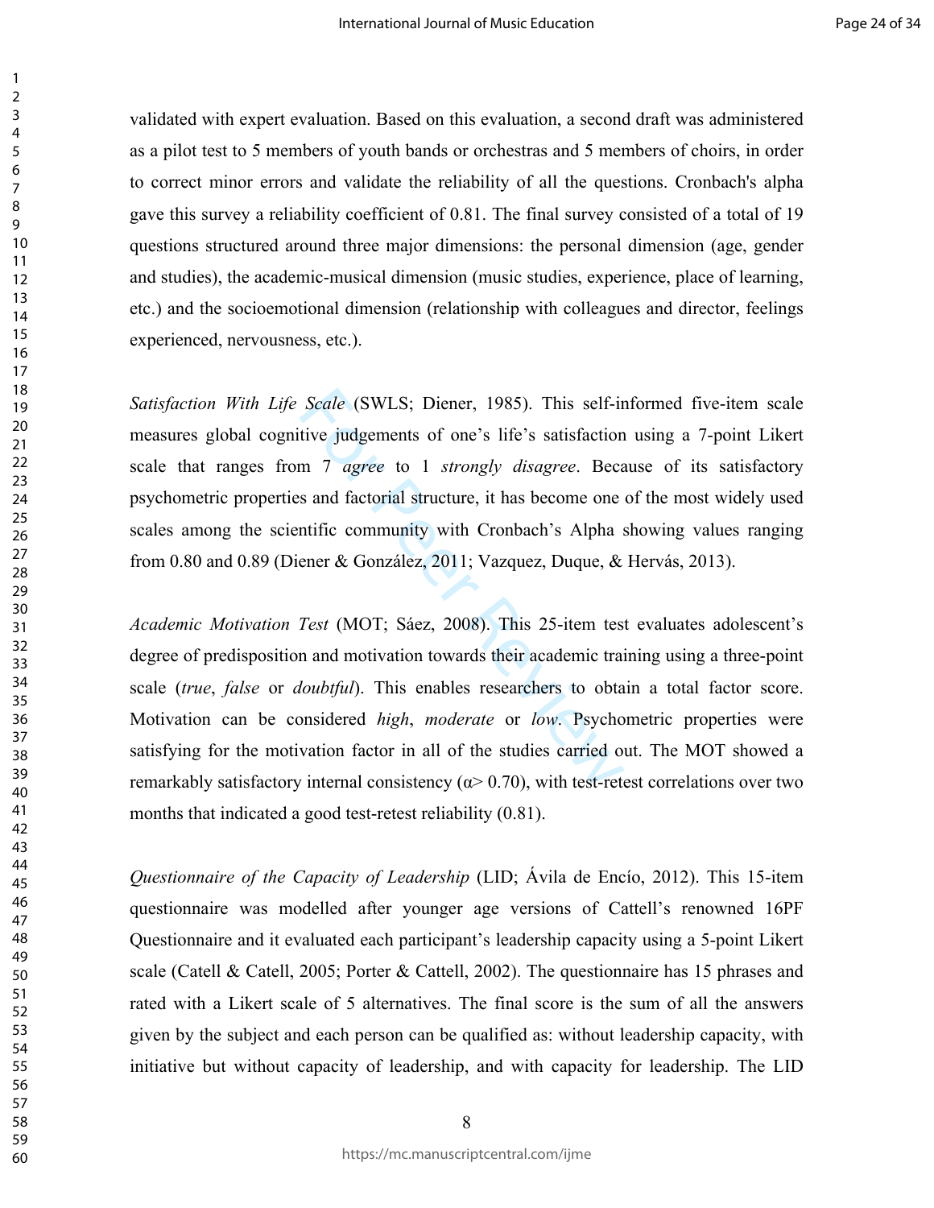validated with expert evaluation. Based on this evaluation, a second draft was administered as a pilot test to 5 members of youth bands or orchestras and 5 members of choirs, in order to correct minor errors and validate the reliability of all the questions. Cronbach's alpha gave this survey a reliability coefficient of 0.81. The final survey consisted of a total of 19 questions structured around three major dimensions: the personal dimension (age, gender and studies), the academic-musical dimension (music studies, experience, place of learning, etc.) and the socioemotional dimension (relationship with colleagues and director, feelings experienced, nervousness, etc.).

*Satisfaction With Life Scale* (SWLS; Diener, 1985). This self-informed five-item scale measures global cognitive judgements of one's life's satisfaction using a 7-point Likert scale that ranges from 7 *agree* to 1 *strongly disagree*. Because of its satisfactory psychometric properties and factorial structure, it has become one of the most widely used scales among the scientific community with Cronbach's Alpha showing values ranging from 0.80 and 0.89 (Diener & González, 2011; Vazquez, Duque, & Hervás, 2013).

*Academic Motivation Test* (MOT; Sáez, 2008). This 25-item test evaluates adolescent's degree of predisposition and motivation towards their academic training using a three-point scale (*true*, *false* or *doubtful*). This enables researchers to obtain a total factor score. Motivation can be considered *high*, *moderate* or *low*. Psychometric properties were satisfying for the motivation factor in all of the studies carried out. The MOT showed a remarkably satisfactory internal consistency ($\alpha > 0.70$), with test-retest correlations over two months that indicated a good test-retest reliability (0.81).

*Questionnaire of the Capacity of Leadership* (LID; Ávila de Encío, 2012). This 15-item questionnaire was modelled after younger age versions of Cattell's renowned 16PF Questionnaire and it evaluated each participant's leadership capacity using a 5-point Likert scale (Catell & Catell, 2005; Porter & Cattell, 2002). The questionnaire has 15 phrases and rated with a Likert scale of 5 alternatives. The final score is the sum of all the answers given by the subject and each person can be qualified as: without leadership capacity, with initiative but without capacity of leadership, and with capacity for leadership. The LID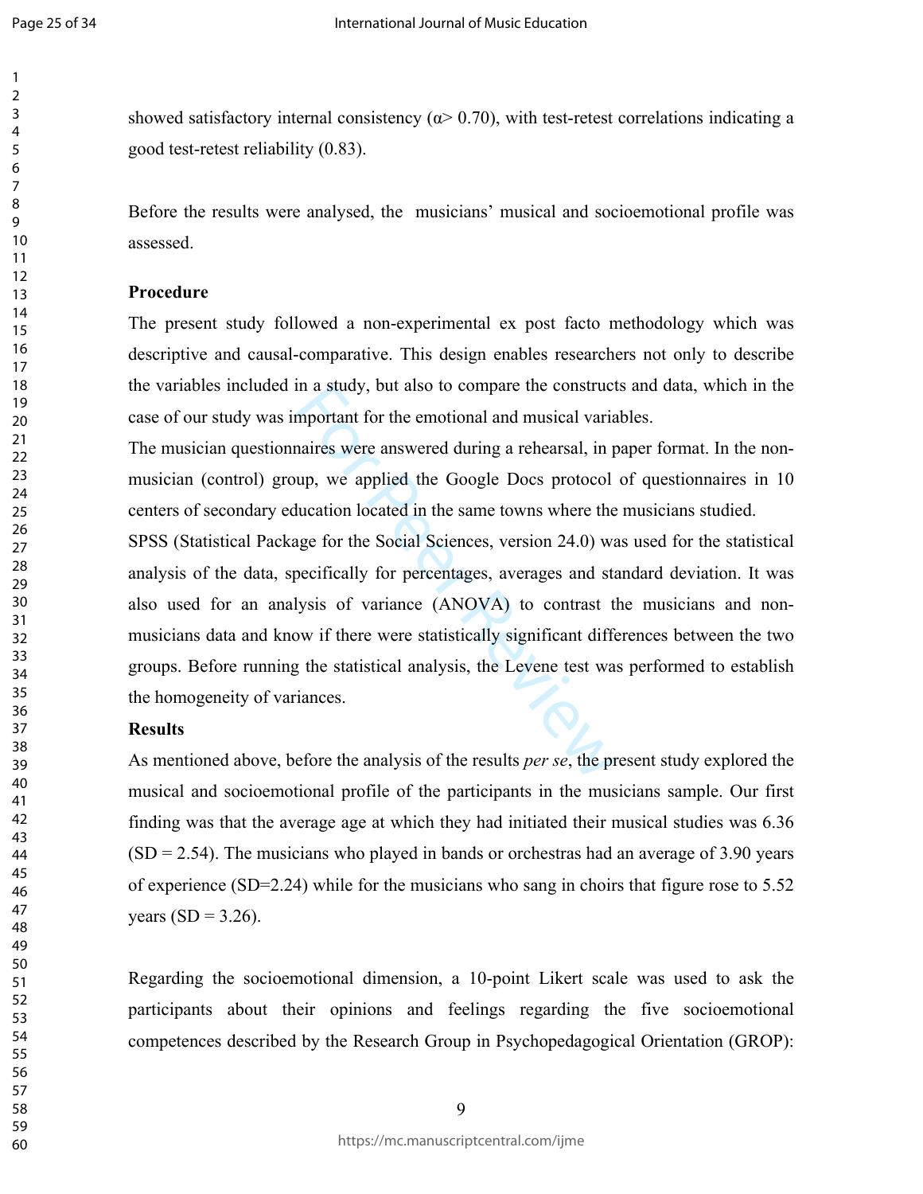showed satisfactory internal consistency ($\alpha > 0.70$), with test-retest correlations indicating a good test-retest reliability (0.83).

Before the results were analysed, the musicians' musical and socioemotional profile was assessed.

**Procedure**

The present study followed a non-experimental ex post facto methodology which was descriptive and causal-comparative. This design enables researchers not only to describe the variables included in a study, but also to compare the constructs and data, which in the case of our study was important for the emotional and musical variables.

The musician questionnaires were answered during a rehearsal, in paper format. In the non-musician (control) group, we applied the Google Docs protocol of questionnaires in 10 centers of secondary education located in the same towns where the musicians studied.

SPSS (Statistical Package for the Social Sciences, version 24.0) was used for the statistical analysis of the data, specifically for percentages, averages and standard deviation. It was also used for an analysis of variance (ANOVA) to contrast the musicians and non-musicians data and know if there were statistically significant differences between the two groups. Before running the statistical analysis, the Levene test was performed to establish the homogeneity of variances.

**Results**

As mentioned above, before the analysis of the results *per se*, the present study explored the musical and socioemotional profile of the participants in the musicians sample. Our first finding was that the average age at which they had initiated their musical studies was 6.36 (SD = 2.54). The musicians who played in bands or orchestras had an average of 3.90 years of experience (SD=2.24) while for the musicians who sang in choirs that figure rose to 5.52 years (SD = 3.26).

Regarding the socioemotional dimension, a 10-point Likert scale was used to ask the participants about their opinions and feelings regarding the five socioemotional competences described by the Research Group in Psychopedagogical Orientation (GROP):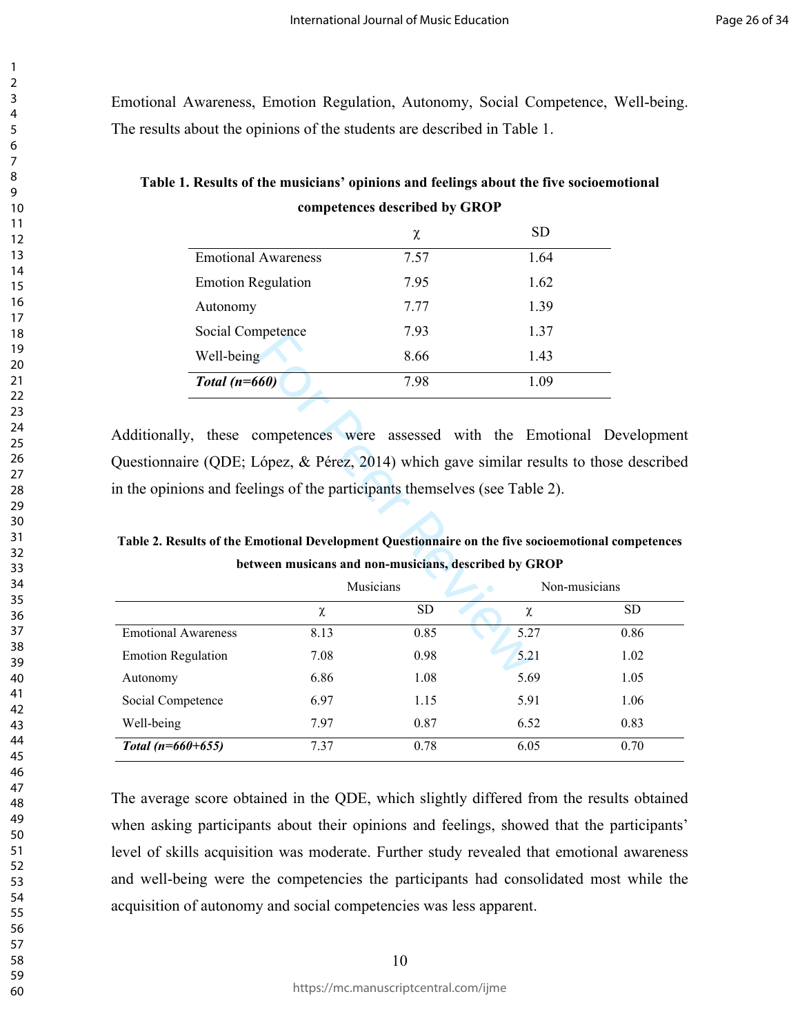Emotional Awareness, Emotion Regulation, Autonomy, Social Competence, Well-being. The results about the opinions of the students are described in Table 1.

**Table 1. Results of the musicians' opinions and feelings about the five socioemotional competences described by GROP**

| | χ | SD |
|---|---|---|
| Emotional Awareness | 7.57 | 1.64 |
| Emotion Regulation | 7.95 | 1.62 |
| Autonomy | 7.77 | 1.39 |
| Social Competence | 7.93 | 1.37 |
| Well-being | 8.66 | 1.43 |
| ***Total (n=660)*** | 7.98 | 1.09 |

Additionally, these competences were assessed with the Emotional Development Questionnaire (QDE; López, & Pérez, 2014) which gave similar results to those described in the opinions and feelings of the participants themselves (see Table 2).

**Table 2. Results of the Emotional Development Questionnaire on the five socioemotional competences between musicans and non-musicians, described by GROP**

| | Musicians | | Non-musicians | |
|---|---|---|---|---|
| | χ | SD | χ | SD |
| Emotional Awareness | 8.13 | 0.85 | 5.27 | 0.86 |
| Emotion Regulation | 7.08 | 0.98 | 5.21 | 1.02 |
| Autonomy | 6.86 | 1.08 | 5.69 | 1.05 |
| Social Competence | 6.97 | 1.15 | 5.91 | 1.06 |
| Well-being | 7.97 | 0.87 | 6.52 | 0.83 |
| ***Total (n=660+655)*** | 7.37 | 0.78 | 6.05 | 0.70 |

The average score obtained in the QDE, which slightly differed from the results obtained when asking participants about their opinions and feelings, showed that the participants' level of skills acquisition was moderate. Further study revealed that emotional awareness and well-being were the competencies the participants had consolidated most while the acquisition of autonomy and social competencies was less apparent.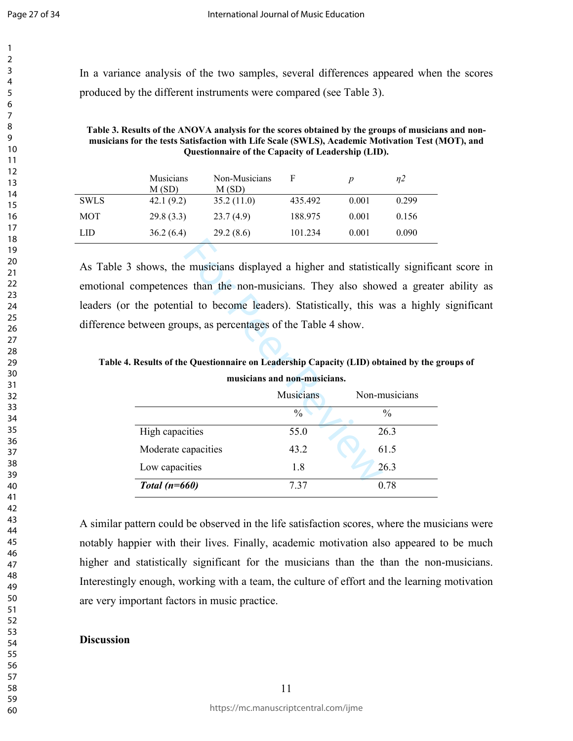In a variance analysis of the two samples, several differences appeared when the scores produced by the different instruments were compared (see Table 3).

**Table 3. Results of the ANOVA analysis for the scores obtained by the groups of musicians and non-musicians for the tests Satisfaction with Life Scale (SWLS), Academic Motivation Test (MOT), and Questionnaire of the Capacity of Leadership (LID).**

| | Musicians M (SD) | Non-Musicians M (SD) | F | *p* | *η2* |
|---|---|---|---|---|---|
| SWLS | 42.1 (9.2) | 35.2 (11.0) | 435.492 | 0.001 | 0.299 |
| MOT | 29.8 (3.3) | 23.7 (4.9) | 188.975 | 0.001 | 0.156 |
| LID | 36.2 (6.4) | 29.2 (8.6) | 101.234 | 0.001 | 0.090 |

As Table 3 shows, the musicians displayed a higher and statistically significant score in emotional competences than the non-musicians. They also showed a greater ability as leaders (or the potential to become leaders). Statistically, this was a highly significant difference between groups, as percentages of the Table 4 show.

**Table 4. Results of the Questionnaire on Leadership Capacity (LID) obtained by the groups of musicians and non-musicians.**

| | Musicians | Non-musicians |
|---|---|---|
| | % | % |
| High capacities | 55.0 | 26.3 |
| Moderate capacities | 43.2 | 61.5 |
| Low capacities | 1.8 | 26.3 |
| ***Total (n=660)*** | 7.37 | 0.78 |

A similar pattern could be observed in the life satisfaction scores, where the musicians were notably happier with their lives. Finally, academic motivation also appeared to be much higher and statistically significant for the musicians than the than the non-musicians. Interestingly enough, working with a team, the culture of effort and the learning motivation are very important factors in music practice.

## Discussion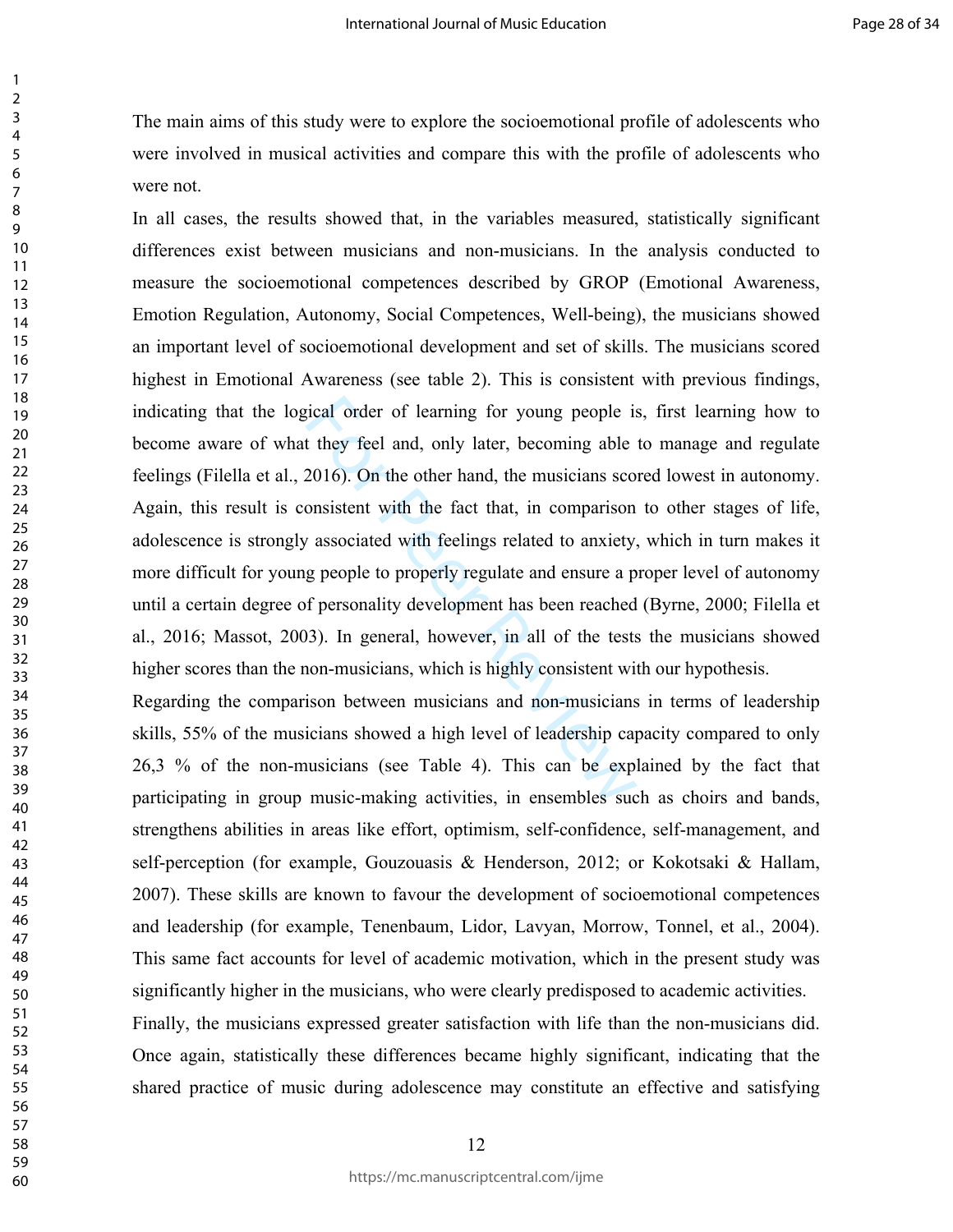The main aims of this study were to explore the socioemotional profile of adolescents who were involved in musical activities and compare this with the profile of adolescents who were not.

In all cases, the results showed that, in the variables measured, statistically significant differences exist between musicians and non-musicians. In the analysis conducted to measure the socioemotional competences described by GROP (Emotional Awareness, Emotion Regulation, Autonomy, Social Competences, Well-being), the musicians showed an important level of socioemotional development and set of skills. The musicians scored highest in Emotional Awareness (see table 2). This is consistent with previous findings, indicating that the logical order of learning for young people is, first learning how to become aware of what they feel and, only later, becoming able to manage and regulate feelings (Filella et al., 2016). On the other hand, the musicians scored lowest in autonomy. Again, this result is consistent with the fact that, in comparison to other stages of life, adolescence is strongly associated with feelings related to anxiety, which in turn makes it more difficult for young people to properly regulate and ensure a proper level of autonomy until a certain degree of personality development has been reached (Byrne, 2000; Filella et al., 2016; Massot, 2003). In general, however, in all of the tests the musicians showed higher scores than the non-musicians, which is highly consistent with our hypothesis.

Regarding the comparison between musicians and non-musicians in terms of leadership skills, 55% of the musicians showed a high level of leadership capacity compared to only 26,3 % of the non-musicians (see Table 4). This can be explained by the fact that participating in group music-making activities, in ensembles such as choirs and bands, strengthens abilities in areas like effort, optimism, self-confidence, self-management, and self-perception (for example, Gouzouasis & Henderson, 2012; or Kokotsaki & Hallam, 2007). These skills are known to favour the development of socioemotional competences and leadership (for example, Tenenbaum, Lidor, Lavyan, Morrow, Tonnel, et al., 2004). This same fact accounts for level of academic motivation, which in the present study was significantly higher in the musicians, who were clearly predisposed to academic activities.

Finally, the musicians expressed greater satisfaction with life than the non-musicians did. Once again, statistically these differences became highly significant, indicating that the shared practice of music during adolescence may constitute an effective and satisfying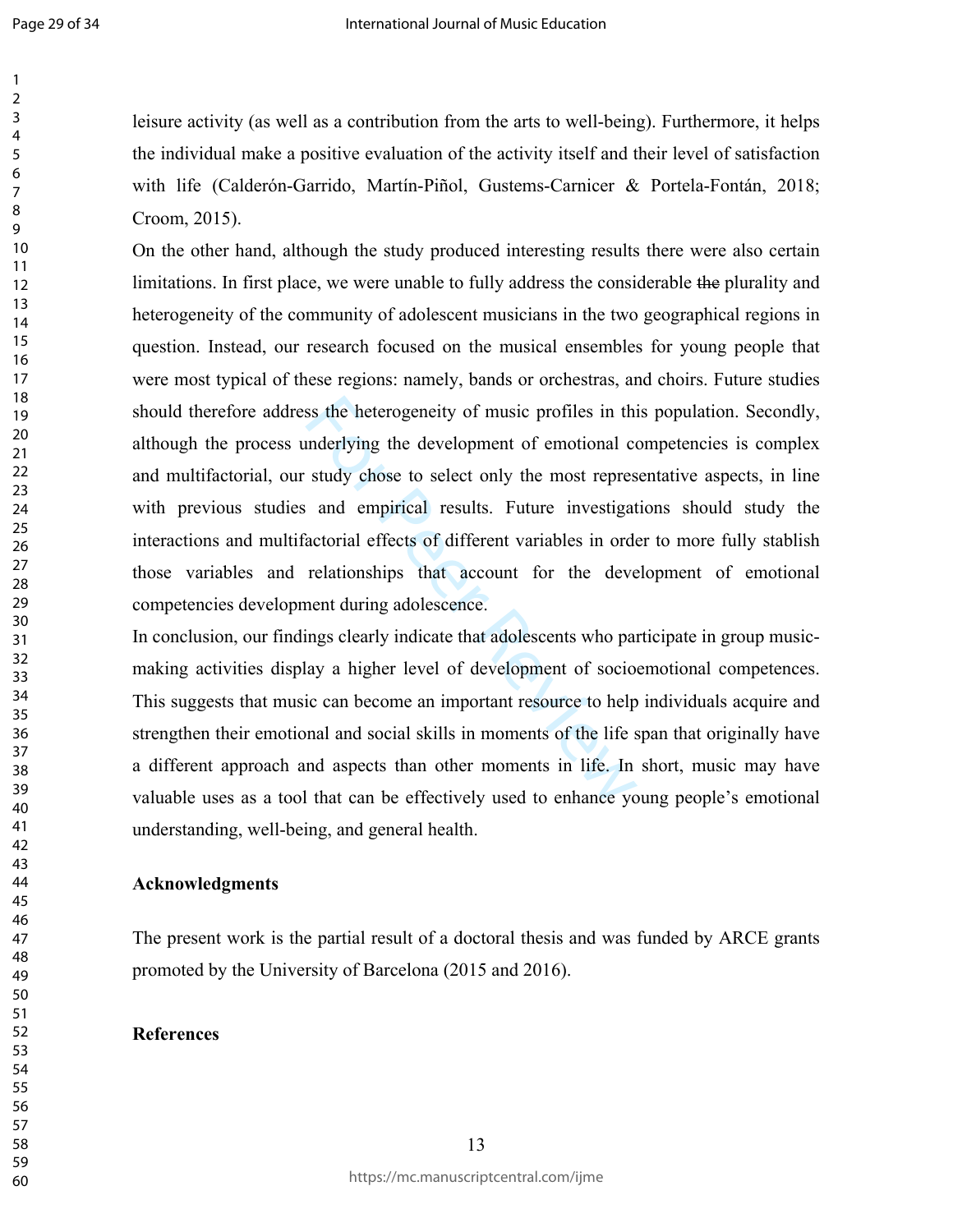leisure activity (as well as a contribution from the arts to well-being). Furthermore, it helps the individual make a positive evaluation of the activity itself and their level of satisfaction with life (Calderón-Garrido, Martín-Piñol, Gustems-Carnicer & Portela-Fontán, 2018; Croom, 2015).

On the other hand, although the study produced interesting results there were also certain limitations. In first place, we were unable to fully address the considerable ~~the~~ plurality and heterogeneity of the community of adolescent musicians in the two geographical regions in question. Instead, our research focused on the musical ensembles for young people that were most typical of these regions: namely, bands or orchestras, and choirs. Future studies should therefore address the heterogeneity of music profiles in this population. Secondly, although the process underlying the development of emotional competencies is complex and multifactorial, our study chose to select only the most representative aspects, in line with previous studies and empirical results. Future investigations should study the interactions and multifactorial effects of different variables in order to more fully stablish those variables and relationships that account for the development of emotional competencies development during adolescence.

In conclusion, our findings clearly indicate that adolescents who participate in group music-making activities display a higher level of development of socioemotional competences. This suggests that music can become an important resource to help individuals acquire and strengthen their emotional and social skills in moments of the life span that originally have a different approach and aspects than other moments in life. In short, music may have valuable uses as a tool that can be effectively used to enhance young people's emotional understanding, well-being, and general health.

**Acknowledgments**

The present work is the partial result of a doctoral thesis and was funded by ARCE grants promoted by the University of Barcelona (2015 and 2016).

**References**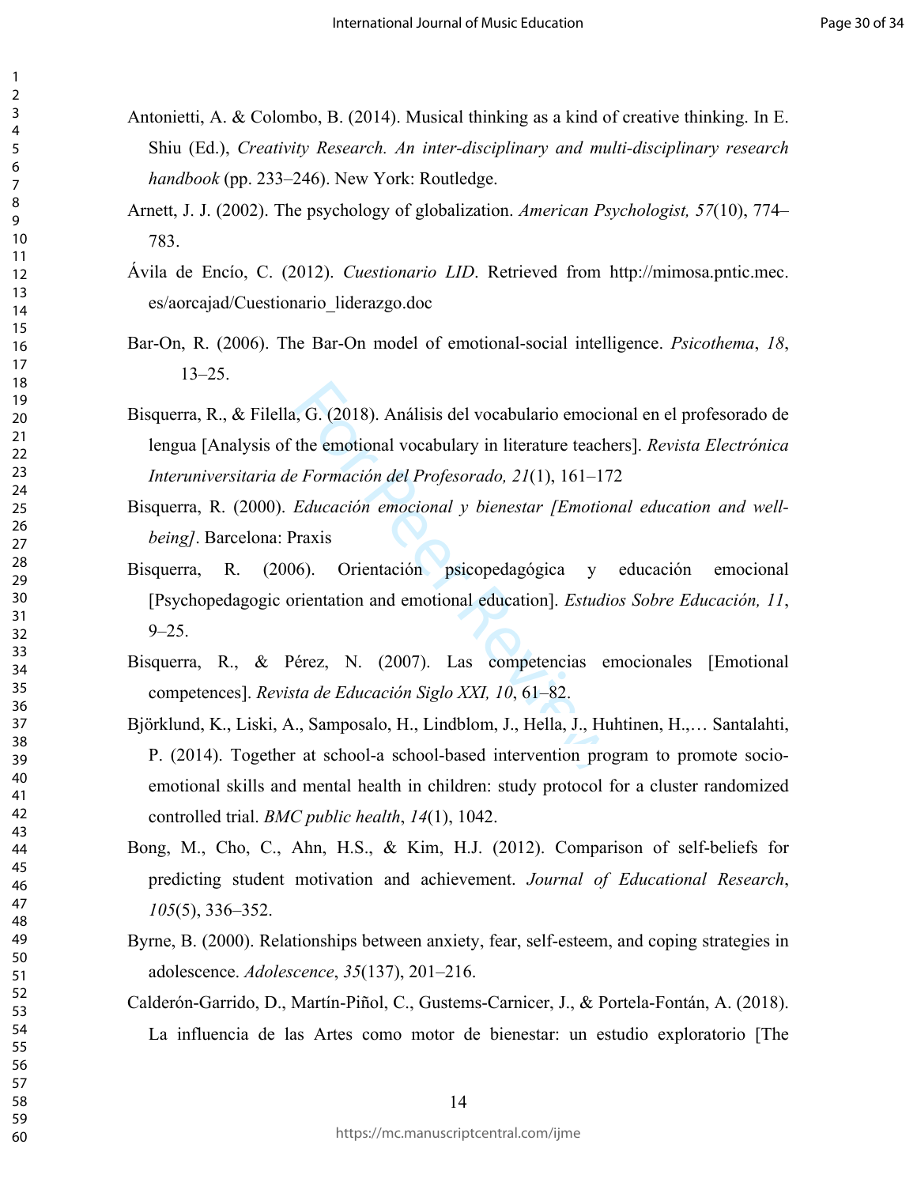Antonietti, A. & Colombo, B. (2014). Musical thinking as a kind of creative thinking. In E. Shiu (Ed.), *Creativity Research. An inter-disciplinary and multi-disciplinary research handbook* (pp. 233–246). New York: Routledge.

Arnett, J. J. (2002). The psychology of globalization. *American Psychologist, 57*(10), 774–783.

Ávila de Encío, C. (2012). *Cuestionario LID*. Retrieved from http://mimosa.pntic.mec.es/aorcajad/Cuestionario_liderazgo.doc

Bar-On, R. (2006). The Bar-On model of emotional-social intelligence. *Psicothema*, *18*, 13–25.

Bisquerra, R., & Filella, G. (2018). Análisis del vocabulario emocional en el profesorado de lengua [Analysis of the emotional vocabulary in literature teachers]. *Revista Electrónica Interuniversitaria de Formación del Profesorado, 21*(1), 161–172

Bisquerra, R. (2000). *Educación emocional y bienestar [Emotional education and well-being]*. Barcelona: Praxis

Bisquerra, R. (2006). Orientación psicopedagógica y educación emocional [Psychopedagogic orientation and emotional education]. *Estudios Sobre Educación, 11*, 9–25.

Bisquerra, R., & Pérez, N. (2007). Las competencias emocionales [Emotional competences]. *Revista de Educación Siglo XXI, 10*, 61–82.

Björklund, K., Liski, A., Samposalo, H., Lindblom, J., Hella, J., Huhtinen, H.,… Santalahti, P. (2014). Together at school-a school-based intervention program to promote socio-emotional skills and mental health in children: study protocol for a cluster randomized controlled trial. *BMC public health*, *14*(1), 1042.

Bong, M., Cho, C., Ahn, H.S., & Kim, H.J. (2012). Comparison of self-beliefs for predicting student motivation and achievement. *Journal of Educational Research*, *105*(5), 336–352.

Byrne, B. (2000). Relationships between anxiety, fear, self-esteem, and coping strategies in adolescence. *Adolescence*, *35*(137), 201–216.

Calderón-Garrido, D., Martín-Piñol, C., Gustems-Carnicer, J., & Portela-Fontán, A. (2018). La influencia de las Artes como motor de bienestar: un estudio exploratorio [The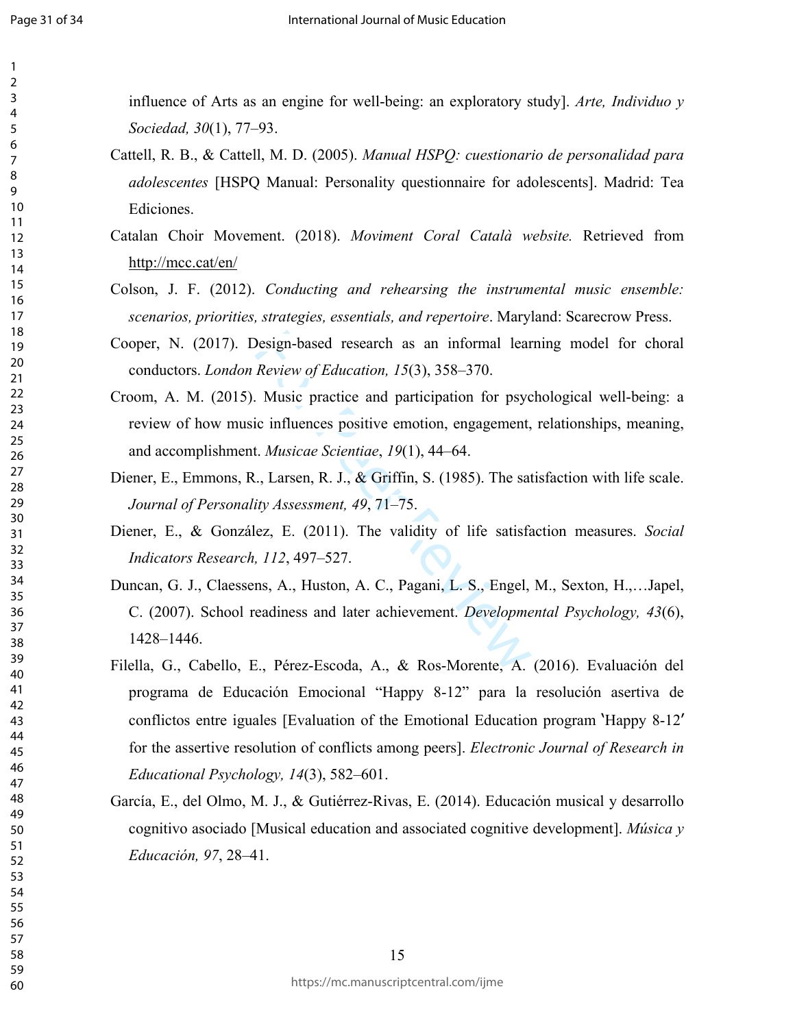influence of Arts as an engine for well-being: an exploratory study]. *Arte, Individuo y Sociedad, 30*(1), 77–93.

Cattell, R. B., & Cattell, M. D. (2005). *Manual HSPQ: cuestionario de personalidad para adolescentes* [HSPQ Manual: Personality questionnaire for adolescents]. Madrid: Tea Ediciones.

Catalan Choir Movement. (2018). *Moviment Coral Català website.* Retrieved from http://mcc.cat/en/

Colson, J. F. (2012). *Conducting and rehearsing the instrumental music ensemble: scenarios, priorities, strategies, essentials, and repertoire*. Maryland: Scarecrow Press.

Cooper, N. (2017). Design-based research as an informal learning model for choral conductors. *London Review of Education, 15*(3), 358–370.

Croom, A. M. (2015). Music practice and participation for psychological well-being: a review of how music influences positive emotion, engagement, relationships, meaning, and accomplishment. *Musicae Scientiae*, *19*(1), 44–64.

Diener, E., Emmons, R., Larsen, R. J., & Griffin, S. (1985). The satisfaction with life scale. *Journal of Personality Assessment, 49*, 71–75.

Diener, E., & González, E. (2011). The validity of life satisfaction measures. *Social Indicators Research, 112*, 497–527.

Duncan, G. J., Claessens, A., Huston, A. C., Pagani, L. S., Engel, M., Sexton, H.,…Japel, C. (2007). School readiness and later achievement. *Developmental Psychology, 43*(6), 1428–1446.

Filella, G., Cabello, E., Pérez-Escoda, A., & Ros-Morente, A. (2016). Evaluación del programa de Educación Emocional "Happy 8-12" para la resolución asertiva de conflictos entre iguales [Evaluation of the Emotional Education program 'Happy 8-12' for the assertive resolution of conflicts among peers]. *Electronic Journal of Research in Educational Psychology, 14*(3), 582–601.

García, E., del Olmo, M. J., & Gutiérrez-Rivas, E. (2014). Educación musical y desarrollo cognitivo asociado [Musical education and associated cognitive development]. *Música y Educación, 97*, 28–41.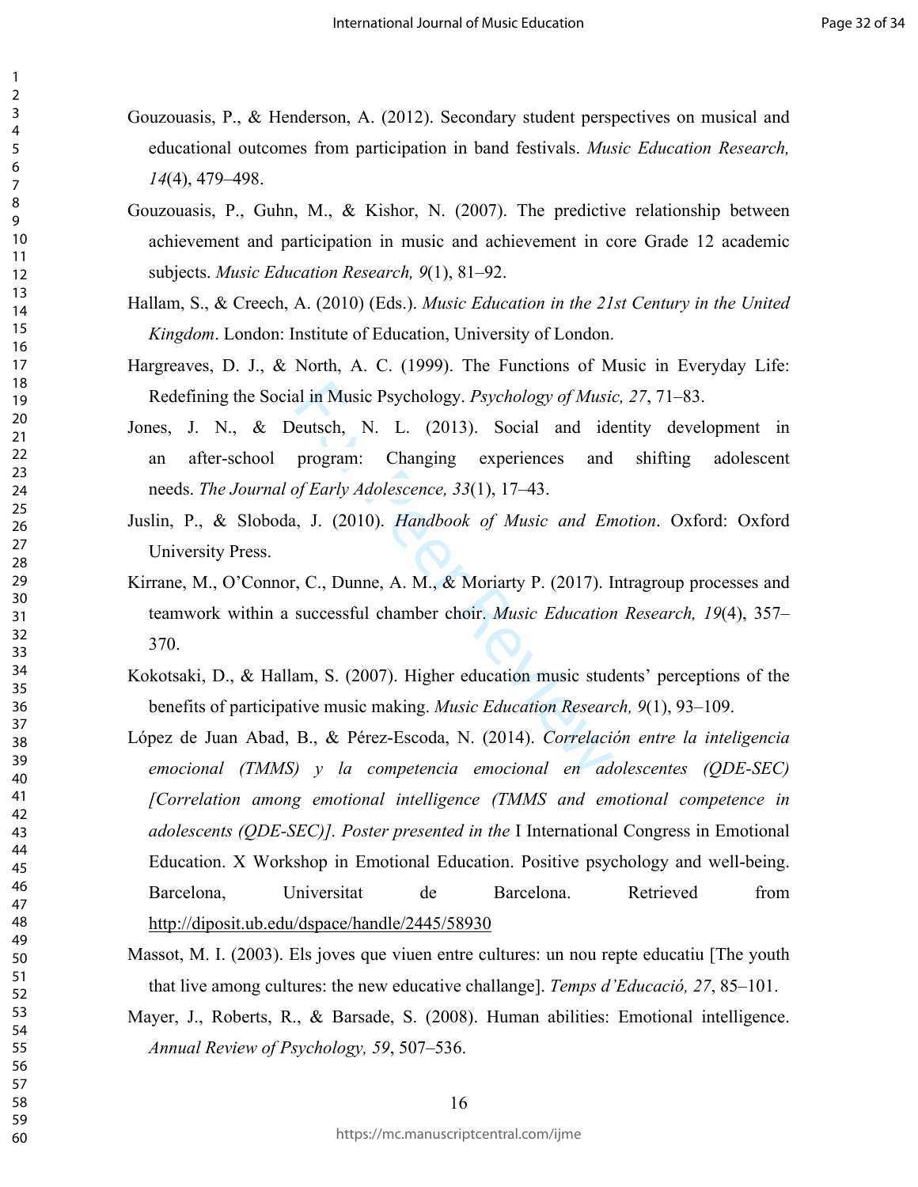Gouzouasis, P., & Henderson, A. (2012). Secondary student perspectives on musical and educational outcomes from participation in band festivals. *Music Education Research, 14*(4), 479–498.

Gouzouasis, P., Guhn, M., & Kishor, N. (2007). The predictive relationship between achievement and participation in music and achievement in core Grade 12 academic subjects. *Music Education Research, 9*(1), 81–92.

Hallam, S., & Creech, A. (2010) (Eds.). *Music Education in the 21st Century in the United Kingdom*. London: Institute of Education, University of London.

Hargreaves, D. J., & North, A. C. (1999). The Functions of Music in Everyday Life: Redefining the Social in Music Psychology. *Psychology of Music, 27*, 71–83.

Jones, J. N., & Deutsch, N. L. (2013). Social and identity development in an after-school program: Changing experiences and shifting adolescent needs. *The Journal of Early Adolescence, 33*(1), 17–43.

Juslin, P., & Sloboda, J. (2010). *Handbook of Music and Emotion*. Oxford: Oxford University Press.

Kirrane, M., O'Connor, C., Dunne, A. M., & Moriarty P. (2017). Intragroup processes and teamwork within a successful chamber choir. *Music Education Research, 19*(4), 357–370.

Kokotsaki, D., & Hallam, S. (2007). Higher education music students' perceptions of the benefits of participative music making. *Music Education Research, 9*(1), 93–109.

López de Juan Abad, B., & Pérez-Escoda, N. (2014). *Correlación entre la inteligencia emocional (TMMS) y la competencia emocional en adolescentes (QDE-SEC) [Correlation among emotional intelligence (TMMS and emotional competence in adolescents (QDE-SEC)]. Poster presented in the* I International Congress in Emotional Education. X Workshop in Emotional Education. Positive psychology and well-being. Barcelona, Universitat de Barcelona. Retrieved from http://diposit.ub.edu/dspace/handle/2445/58930

Massot, M. I. (2003). Els joves que viuen entre cultures: un nou repte educatiu [The youth that live among cultures: the new educative challange]. *Temps d'Educació, 27*, 85–101.

Mayer, J., Roberts, R., & Barsade, S. (2008). Human abilities: Emotional intelligence. *Annual Review of Psychology, 59*, 507–536.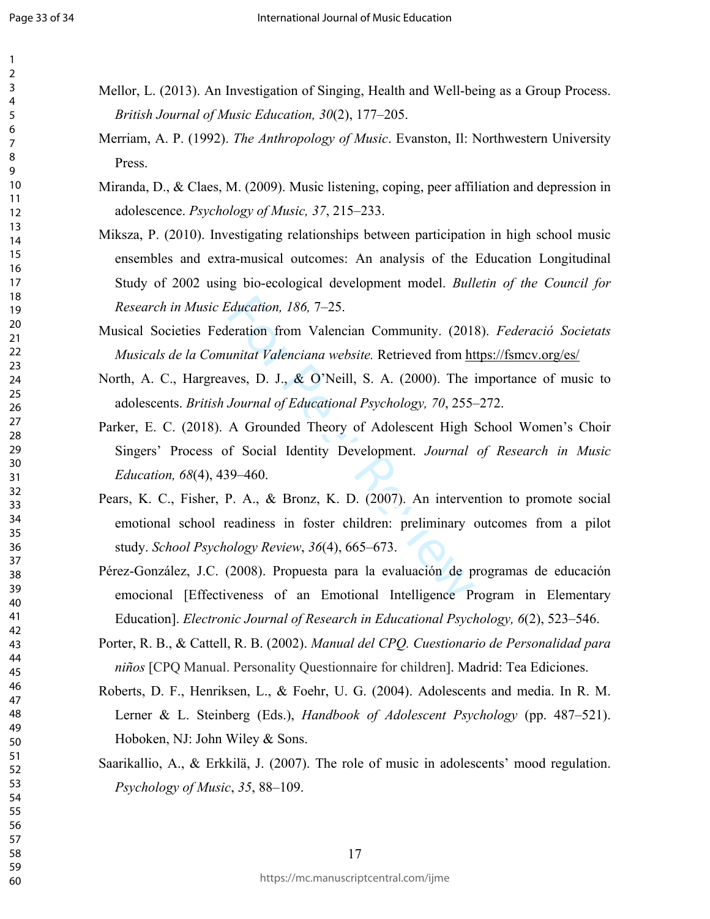Mellor, L. (2013). An Investigation of Singing, Health and Well-being as a Group Process. *British Journal of Music Education, 30*(2), 177–205.

Merriam, A. P. (1992). *The Anthropology of Music*. Evanston, Il: Northwestern University Press.

Miranda, D., & Claes, M. (2009). Music listening, coping, peer affiliation and depression in adolescence. *Psychology of Music, 37*, 215–233.

Miksza, P. (2010). Investigating relationships between participation in high school music ensembles and extra-musical outcomes: An analysis of the Education Longitudinal Study of 2002 using bio-ecological development model. *Bulletin of the Council for Research in Music Education, 186,* 7–25.

Musical Societies Federation from Valencian Community. (2018). *Federació Societats Musicals de la Comunitat Valenciana website.* Retrieved from https://fsmcv.org/es/

North, A. C., Hargreaves, D. J., & O'Neill, S. A. (2000). The importance of music to adolescents. *British Journal of Educational Psychology, 70*, 255–272.

Parker, E. C. (2018). A Grounded Theory of Adolescent High School Women's Choir Singers' Process of Social Identity Development. *Journal of Research in Music Education, 68*(4), 439–460.

Pears, K. C., Fisher, P. A., & Bronz, K. D. (2007). An intervention to promote social emotional school readiness in foster children: preliminary outcomes from a pilot study. *School Psychology Review*, *36*(4), 665–673.

Pérez-González, J.C. (2008). Propuesta para la evaluación de programas de educación emocional [Effectiveness of an Emotional Intelligence Program in Elementary Education]. *Electronic Journal of Research in Educational Psychology, 6*(2), 523–546.

Porter, R. B., & Cattell, R. B (2002). *Manual del CPQ. Cuestionario de Personalidad para niños* [CPQ Manual. Personality Questionnaire for children]. Madrid: Tea Ediciones.

Roberts, D. F., Henriksen, L., & Foehr, U. G. (2004). Adolescents and media. In R. M. Lerner & L. Steinberg (Eds.), *Handbook of Adolescent Psychology* (pp. 487–521). Hoboken, NJ: John Wiley & Sons.

Saarikallio, A., & Erkkilä, J. (2007). The role of music in adolescents' mood regulation. *Psychology of Music*, *35*, 88–109.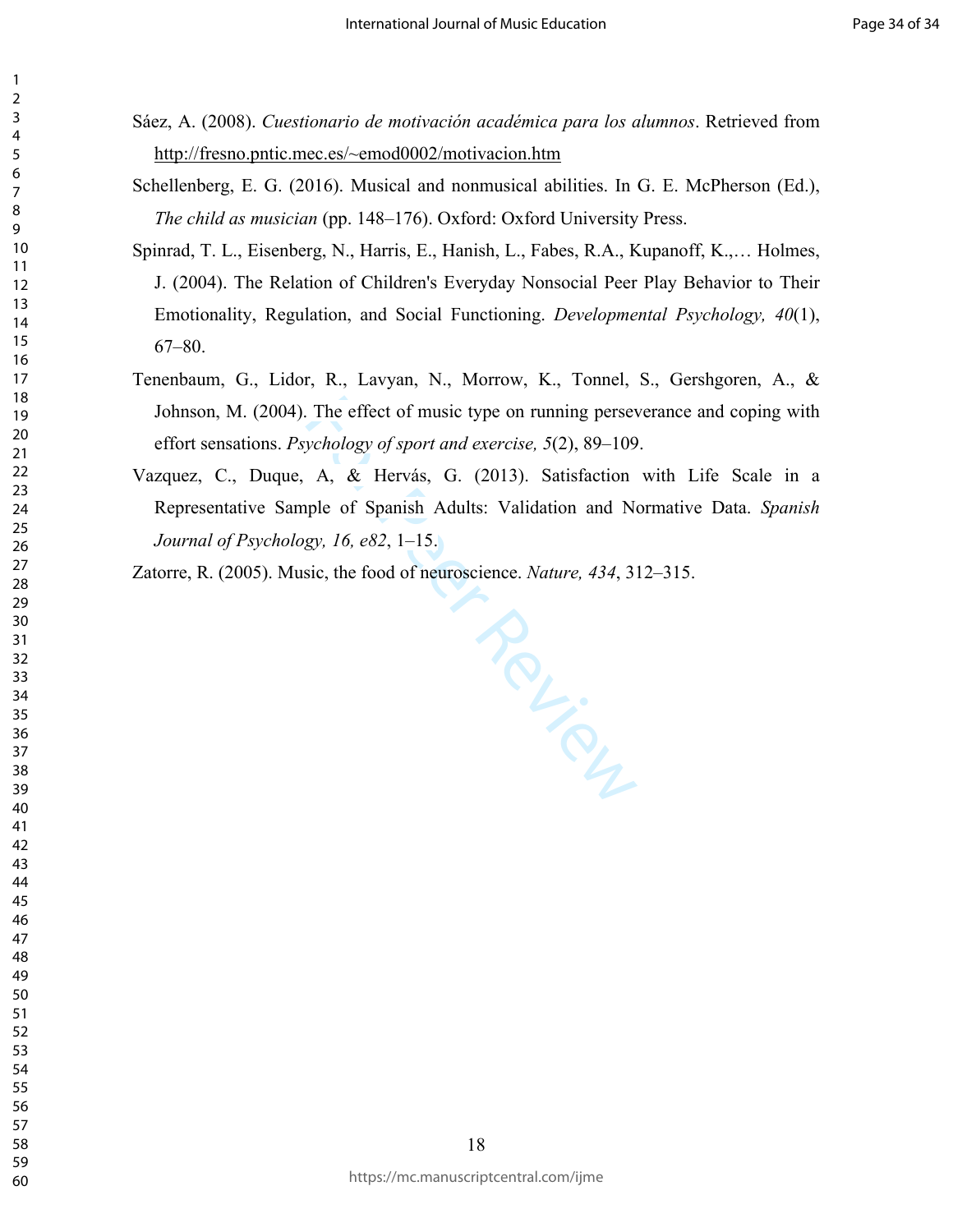Sáez, A. (2008). *Cuestionario de motivación académica para los alumnos*. Retrieved from http://fresno.pntic.mec.es/~emod0002/motivacion.htm

Schellenberg, E. G. (2016). Musical and nonmusical abilities. In G. E. McPherson (Ed.), *The child as musician* (pp. 148–176). Oxford: Oxford University Press.

Spinrad, T. L., Eisenberg, N., Harris, E., Hanish, L., Fabes, R.A., Kupanoff, K.,… Holmes, J. (2004). The Relation of Children's Everyday Nonsocial Peer Play Behavior to Their Emotionality, Regulation, and Social Functioning. *Developmental Psychology, 40*(1), 67–80.

Tenenbaum, G., Lidor, R., Lavyan, N., Morrow, K., Tonnel, S., Gershgoren, A., & Johnson, M. (2004). The effect of music type on running perseverance and coping with effort sensations. *Psychology of sport and exercise, 5*(2), 89–109.

Vazquez, C., Duque, A, & Hervás, G. (2013). Satisfaction with Life Scale in a Representative Sample of Spanish Adults: Validation and Normative Data. *Spanish Journal of Psychology, 16, e82*, 1–15.

Zatorre, R. (2005). Music, the food of neuroscience. *Nature, 434*, 312–315.